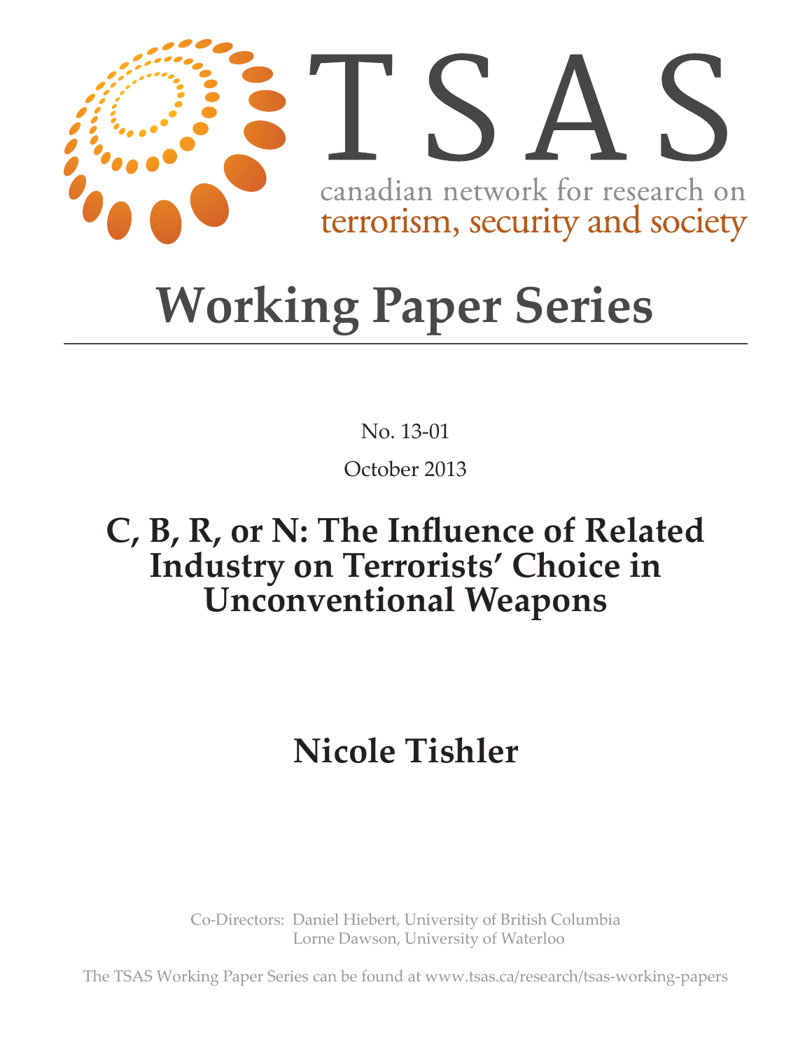TSAS

canadian network for research on
terrorism, security and society

# Working Paper Series

No. 13-01

October 2013

## C, B, R, or N: The Influence of Related Industry on Terrorists' Choice in Unconventional Weapons

**Nicole Tishler**

Co-Directors: Daniel Hiebert, University of British Columbia
Lorne Dawson, University of Waterloo

The TSAS Working Paper Series can be found at www.tsas.ca/research/tsas-working-papers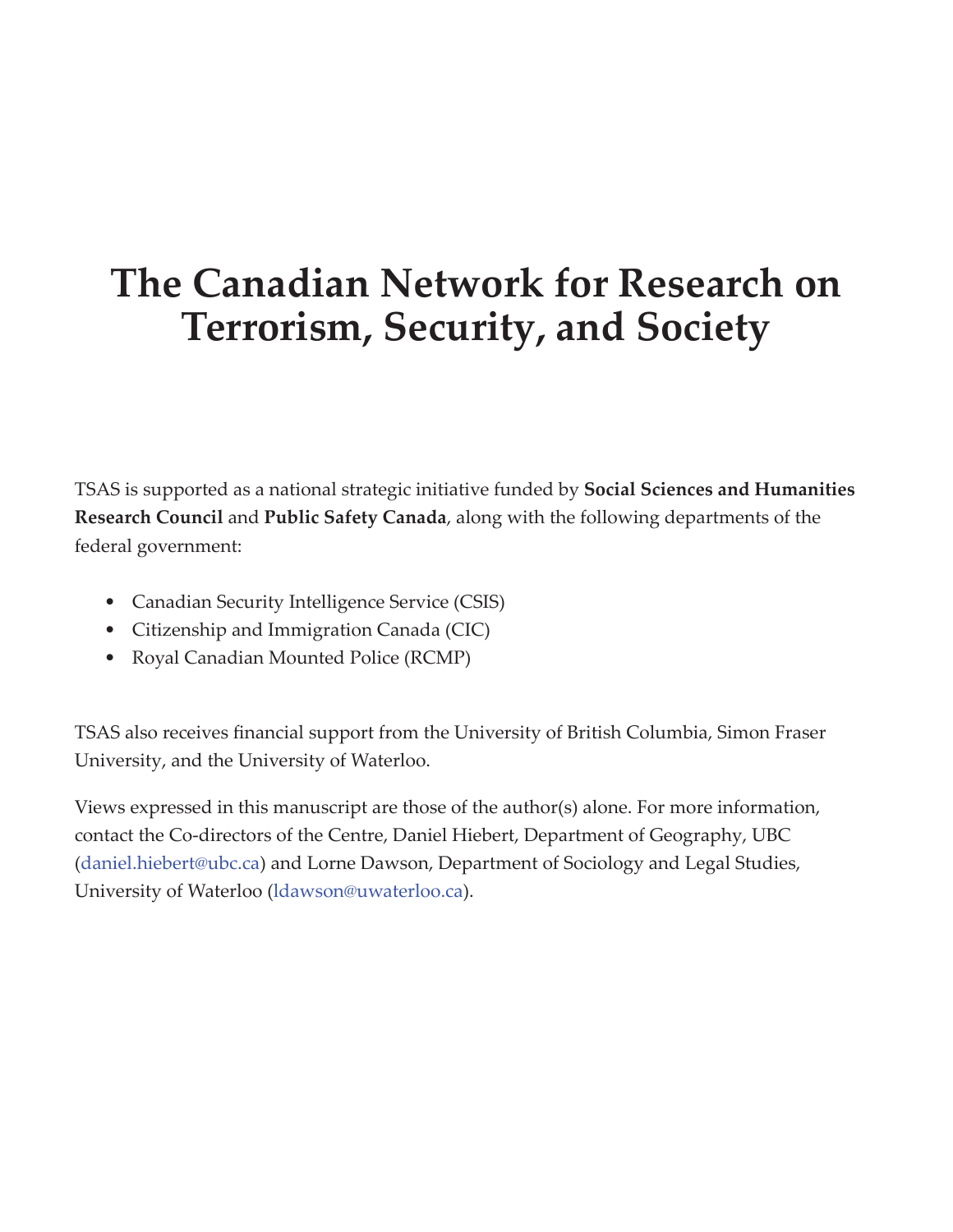# The Canadian Network for Research on Terrorism, Security, and Society

TSAS is supported as a national strategic initiative funded by **Social Sciences and Humanities Research Council** and **Public Safety Canada**, along with the following departments of the federal government:

- Canadian Security Intelligence Service (CSIS)
- Citizenship and Immigration Canada (CIC)
- Royal Canadian Mounted Police (RCMP)

TSAS also receives financial support from the University of British Columbia, Simon Fraser University, and the University of Waterloo.

Views expressed in this manuscript are those of the author(s) alone. For more information, contact the Co-directors of the Centre, Daniel Hiebert, Department of Geography, UBC (daniel.hiebert@ubc.ca) and Lorne Dawson, Department of Sociology and Legal Studies, University of Waterloo (ldawson@uwaterloo.ca).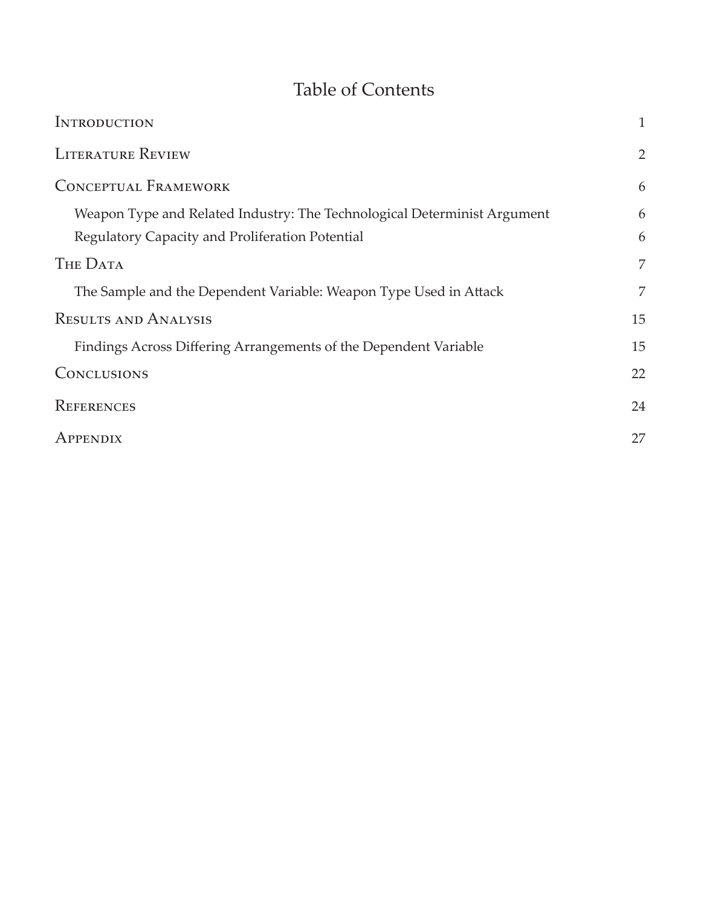# Table of Contents

| | |
|---|---|
| Introduction | 1 |
| Literature Review | 2 |
| Conceptual Framework | 6 |
| Weapon Type and Related Industry: The Technological Determinist Argument | 6 |
| Regulatory Capacity and Proliferation Potential | 6 |
| The Data | 7 |
| The Sample and the Dependent Variable: Weapon Type Used in Attack | 7 |
| Results and Analysis | 15 |
| Findings Across Differing Arrangements of the Dependent Variable | 15 |
| Conclusions | 22 |
| References | 24 |
| Appendix | 27 |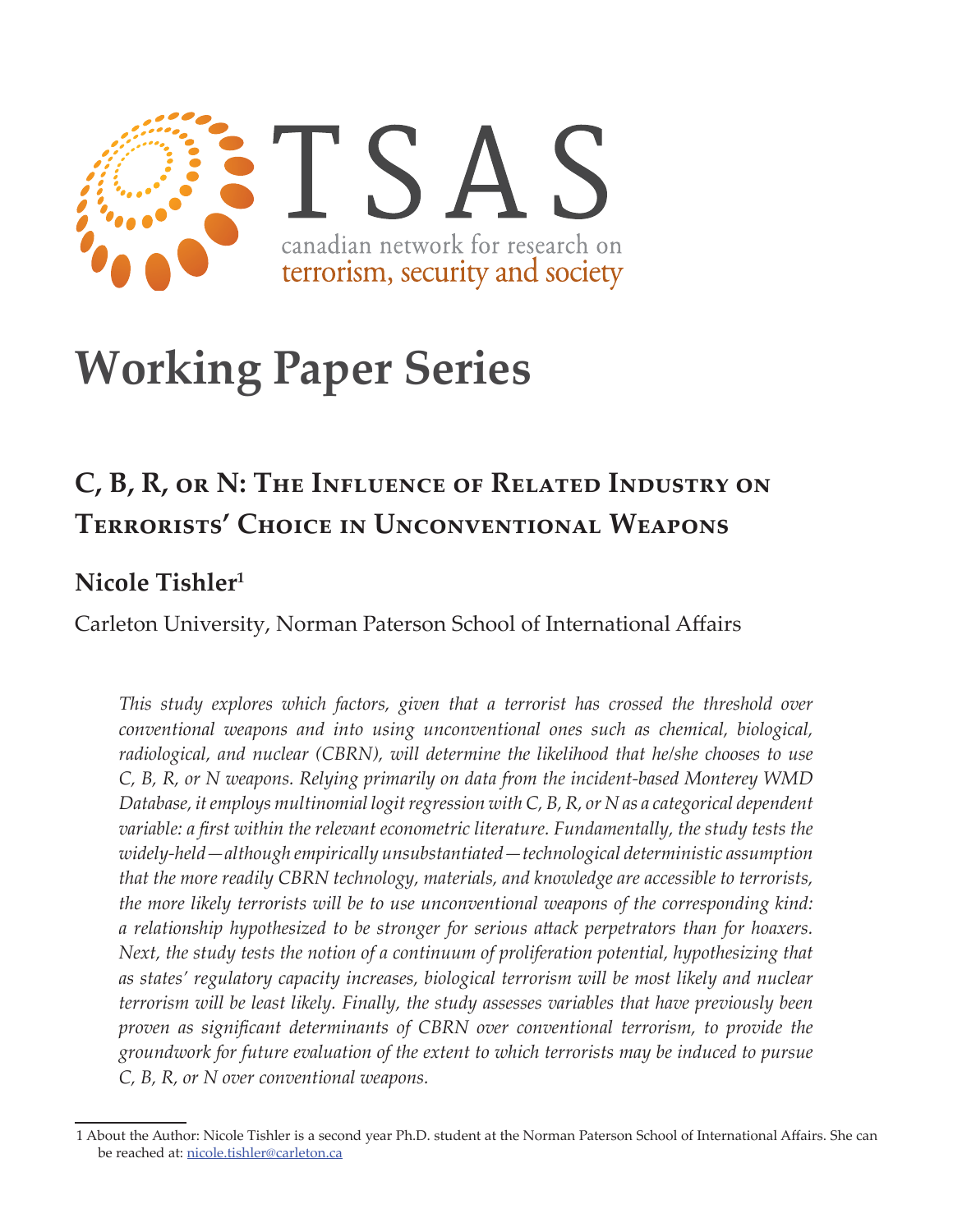# Working Paper Series

## C, B, R, or N: The Influence of Related Industry on Terrorists' Choice in Unconventional Weapons

### Nicole Tishler[1]

Carleton University, Norman Paterson School of International Affairs

*This study explores which factors, given that a terrorist has crossed the threshold over conventional weapons and into using unconventional ones such as chemical, biological, radiological, and nuclear (CBRN), will determine the likelihood that he/she chooses to use C, B, R, or N weapons. Relying primarily on data from the incident-based Monterey WMD Database, it employs multinomial logit regression with C, B, R, or N as a categorical dependent variable: a first within the relevant econometric literature. Fundamentally, the study tests the widely-held—although empirically unsubstantiated—technological deterministic assumption that the more readily CBRN technology, materials, and knowledge are accessible to terrorists, the more likely terrorists will be to use unconventional weapons of the corresponding kind: a relationship hypothesized to be stronger for serious attack perpetrators than for hoaxers. Next, the study tests the notion of a continuum of proliferation potential, hypothesizing that as states' regulatory capacity increases, biological terrorism will be most likely and nuclear terrorism will be least likely. Finally, the study assesses variables that have previously been proven as significant determinants of CBRN over conventional terrorism, to provide the groundwork for future evaluation of the extent to which terrorists may be induced to pursue C, B, R, or N over conventional weapons.*

---

1 About the Author: Nicole Tishler is a second year Ph.D. student at the Norman Paterson School of International Affairs. She can be reached at: nicole.tishler@carleton.ca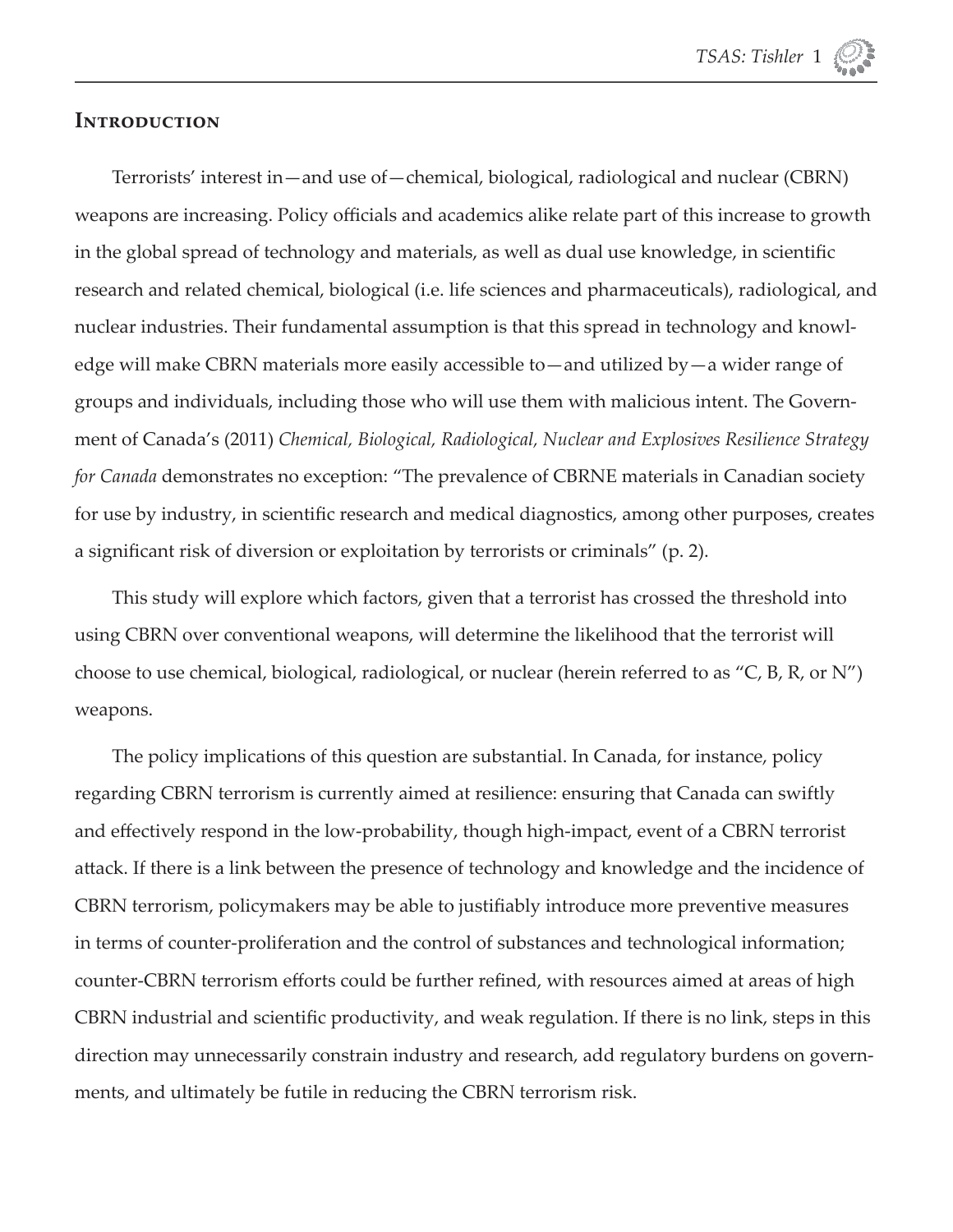## Introduction

Terrorists' interest in—and use of—chemical, biological, radiological and nuclear (CBRN) weapons are increasing. Policy officials and academics alike relate part of this increase to growth in the global spread of technology and materials, as well as dual use knowledge, in scientific research and related chemical, biological (i.e. life sciences and pharmaceuticals), radiological, and nuclear industries. Their fundamental assumption is that this spread in technology and knowledge will make CBRN materials more easily accessible to—and utilized by—a wider range of groups and individuals, including those who will use them with malicious intent. The Government of Canada's (2011) *Chemical, Biological, Radiological, Nuclear and Explosives Resilience Strategy for Canada* demonstrates no exception: "The prevalence of CBRNE materials in Canadian society for use by industry, in scientific research and medical diagnostics, among other purposes, creates a significant risk of diversion or exploitation by terrorists or criminals" (p. 2).

This study will explore which factors, given that a terrorist has crossed the threshold into using CBRN over conventional weapons, will determine the likelihood that the terrorist will choose to use chemical, biological, radiological, or nuclear (herein referred to as "C, B, R, or N") weapons.

The policy implications of this question are substantial. In Canada, for instance, policy regarding CBRN terrorism is currently aimed at resilience: ensuring that Canada can swiftly and effectively respond in the low-probability, though high-impact, event of a CBRN terrorist attack. If there is a link between the presence of technology and knowledge and the incidence of CBRN terrorism, policymakers may be able to justifiably introduce more preventive measures in terms of counter-proliferation and the control of substances and technological information; counter-CBRN terrorism efforts could be further refined, with resources aimed at areas of high CBRN industrial and scientific productivity, and weak regulation. If there is no link, steps in this direction may unnecessarily constrain industry and research, add regulatory burdens on governments, and ultimately be futile in reducing the CBRN terrorism risk.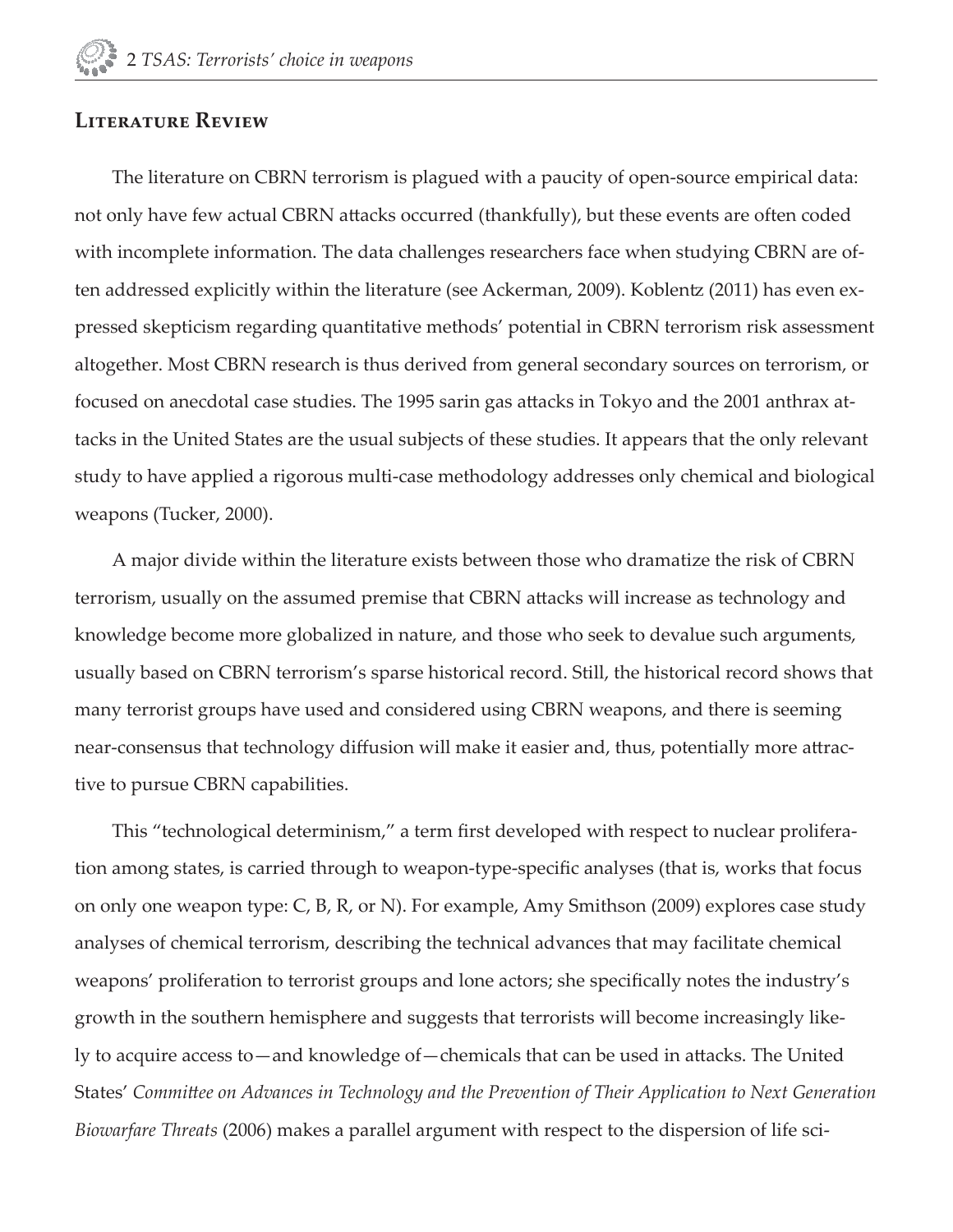## Literature Review

The literature on CBRN terrorism is plagued with a paucity of open-source empirical data: not only have few actual CBRN attacks occurred (thankfully), but these events are often coded with incomplete information. The data challenges researchers face when studying CBRN are often addressed explicitly within the literature (see Ackerman, 2009). Koblentz (2011) has even expressed skepticism regarding quantitative methods' potential in CBRN terrorism risk assessment altogether. Most CBRN research is thus derived from general secondary sources on terrorism, or focused on anecdotal case studies. The 1995 sarin gas attacks in Tokyo and the 2001 anthrax attacks in the United States are the usual subjects of these studies. It appears that the only relevant study to have applied a rigorous multi-case methodology addresses only chemical and biological weapons (Tucker, 2000).

A major divide within the literature exists between those who dramatize the risk of CBRN terrorism, usually on the assumed premise that CBRN attacks will increase as technology and knowledge become more globalized in nature, and those who seek to devalue such arguments, usually based on CBRN terrorism's sparse historical record. Still, the historical record shows that many terrorist groups have used and considered using CBRN weapons, and there is seeming near-consensus that technology diffusion will make it easier and, thus, potentially more attractive to pursue CBRN capabilities.

This "technological determinism," a term first developed with respect to nuclear proliferation among states, is carried through to weapon-type-specific analyses (that is, works that focus on only one weapon type: C, B, R, or N). For example, Amy Smithson (2009) explores case study analyses of chemical terrorism, describing the technical advances that may facilitate chemical weapons' proliferation to terrorist groups and lone actors; she specifically notes the industry's growth in the southern hemisphere and suggests that terrorists will become increasingly likely to acquire access to—and knowledge of—chemicals that can be used in attacks. The United States' *Committee on Advances in Technology and the Prevention of Their Application to Next Generation Biowarfare Threats* (2006) makes a parallel argument with respect to the dispersion of life sci-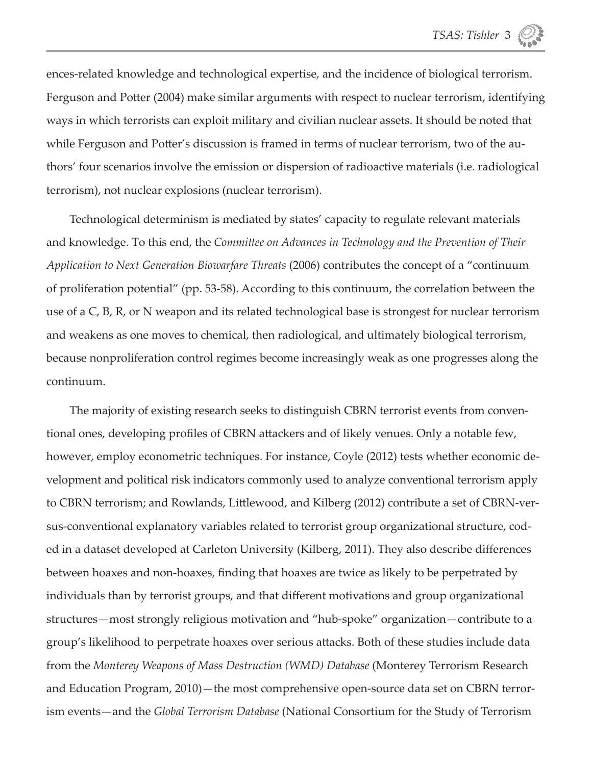ences-related knowledge and technological expertise, and the incidence of biological terrorism. Ferguson and Potter (2004) make similar arguments with respect to nuclear terrorism, identifying ways in which terrorists can exploit military and civilian nuclear assets. It should be noted that while Ferguson and Potter's discussion is framed in terms of nuclear terrorism, two of the authors' four scenarios involve the emission or dispersion of radioactive materials (i.e. radiological terrorism), not nuclear explosions (nuclear terrorism).

Technological determinism is mediated by states' capacity to regulate relevant materials and knowledge. To this end, the *Committee on Advances in Technology and the Prevention of Their Application to Next Generation Biowarfare Threats* (2006) contributes the concept of a "continuum of proliferation potential" (pp. 53-58). According to this continuum, the correlation between the use of a C, B, R, or N weapon and its related technological base is strongest for nuclear terrorism and weakens as one moves to chemical, then radiological, and ultimately biological terrorism, because nonproliferation control regimes become increasingly weak as one progresses along the continuum.

The majority of existing research seeks to distinguish CBRN terrorist events from conventional ones, developing profiles of CBRN attackers and of likely venues. Only a notable few, however, employ econometric techniques. For instance, Coyle (2012) tests whether economic development and political risk indicators commonly used to analyze conventional terrorism apply to CBRN terrorism; and Rowlands, Littlewood, and Kilberg (2012) contribute a set of CBRN-versus-conventional explanatory variables related to terrorist group organizational structure, coded in a dataset developed at Carleton University (Kilberg, 2011). They also describe differences between hoaxes and non-hoaxes, finding that hoaxes are twice as likely to be perpetrated by individuals than by terrorist groups, and that different motivations and group organizational structures—most strongly religious motivation and "hub-spoke" organization—contribute to a group's likelihood to perpetrate hoaxes over serious attacks. Both of these studies include data from the *Monterey Weapons of Mass Destruction (WMD) Database* (Monterey Terrorism Research and Education Program, 2010)—the most comprehensive open-source data set on CBRN terrorism events—and the *Global Terrorism Database* (National Consortium for the Study of Terrorism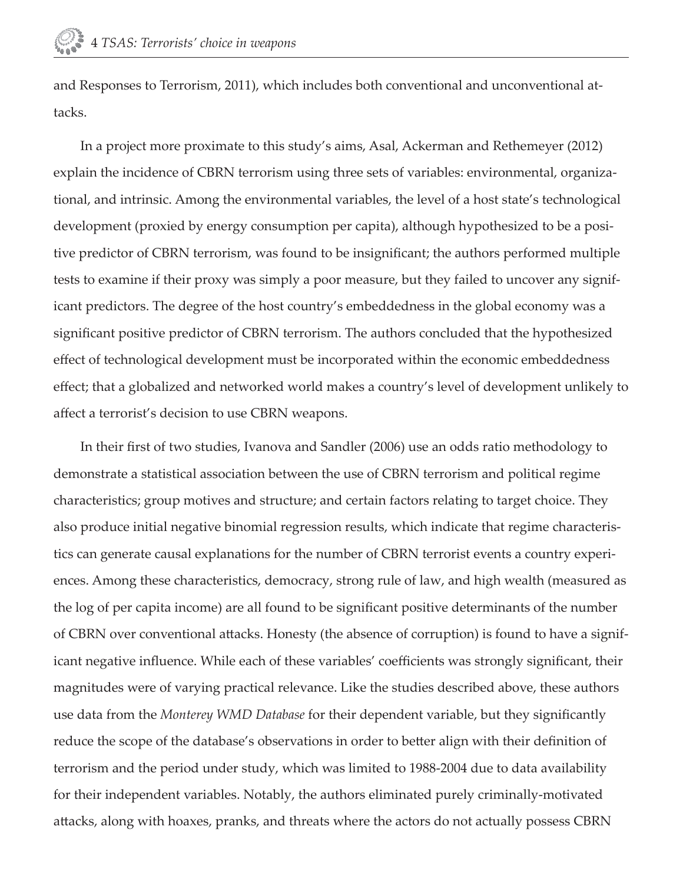and Responses to Terrorism, 2011), which includes both conventional and unconventional attacks.

In a project more proximate to this study's aims, Asal, Ackerman and Rethemeyer (2012) explain the incidence of CBRN terrorism using three sets of variables: environmental, organizational, and intrinsic. Among the environmental variables, the level of a host state's technological development (proxied by energy consumption per capita), although hypothesized to be a positive predictor of CBRN terrorism, was found to be insignificant; the authors performed multiple tests to examine if their proxy was simply a poor measure, but they failed to uncover any significant predictors. The degree of the host country's embeddedness in the global economy was a significant positive predictor of CBRN terrorism. The authors concluded that the hypothesized effect of technological development must be incorporated within the economic embeddedness effect; that a globalized and networked world makes a country's level of development unlikely to affect a terrorist's decision to use CBRN weapons.

In their first of two studies, Ivanova and Sandler (2006) use an odds ratio methodology to demonstrate a statistical association between the use of CBRN terrorism and political regime characteristics; group motives and structure; and certain factors relating to target choice. They also produce initial negative binomial regression results, which indicate that regime characteristics can generate causal explanations for the number of CBRN terrorist events a country experiences. Among these characteristics, democracy, strong rule of law, and high wealth (measured as the log of per capita income) are all found to be significant positive determinants of the number of CBRN over conventional attacks. Honesty (the absence of corruption) is found to have a significant negative influence. While each of these variables' coefficients was strongly significant, their magnitudes were of varying practical relevance. Like the studies described above, these authors use data from the *Monterey WMD Database* for their dependent variable, but they significantly reduce the scope of the database's observations in order to better align with their definition of terrorism and the period under study, which was limited to 1988-2004 due to data availability for their independent variables. Notably, the authors eliminated purely criminally-motivated attacks, along with hoaxes, pranks, and threats where the actors do not actually possess CBRN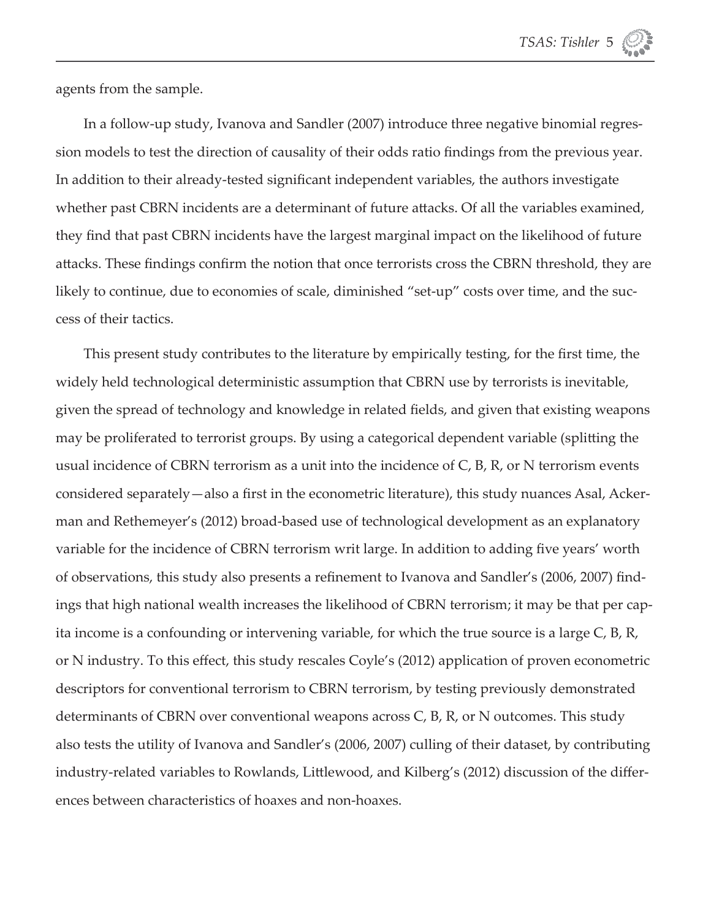agents from the sample.

In a follow-up study, Ivanova and Sandler (2007) introduce three negative binomial regression models to test the direction of causality of their odds ratio findings from the previous year. In addition to their already-tested significant independent variables, the authors investigate whether past CBRN incidents are a determinant of future attacks. Of all the variables examined, they find that past CBRN incidents have the largest marginal impact on the likelihood of future attacks. These findings confirm the notion that once terrorists cross the CBRN threshold, they are likely to continue, due to economies of scale, diminished "set-up" costs over time, and the success of their tactics.

This present study contributes to the literature by empirically testing, for the first time, the widely held technological deterministic assumption that CBRN use by terrorists is inevitable, given the spread of technology and knowledge in related fields, and given that existing weapons may be proliferated to terrorist groups. By using a categorical dependent variable (splitting the usual incidence of CBRN terrorism as a unit into the incidence of C, B, R, or N terrorism events considered separately—also a first in the econometric literature), this study nuances Asal, Ackerman and Rethemeyer's (2012) broad-based use of technological development as an explanatory variable for the incidence of CBRN terrorism writ large. In addition to adding five years' worth of observations, this study also presents a refinement to Ivanova and Sandler's (2006, 2007) findings that high national wealth increases the likelihood of CBRN terrorism; it may be that per capita income is a confounding or intervening variable, for which the true source is a large C, B, R, or N industry. To this effect, this study rescales Coyle's (2012) application of proven econometric descriptors for conventional terrorism to CBRN terrorism, by testing previously demonstrated determinants of CBRN over conventional weapons across C, B, R, or N outcomes. This study also tests the utility of Ivanova and Sandler's (2006, 2007) culling of their dataset, by contributing industry-related variables to Rowlands, Littlewood, and Kilberg's (2012) discussion of the differences between characteristics of hoaxes and non-hoaxes.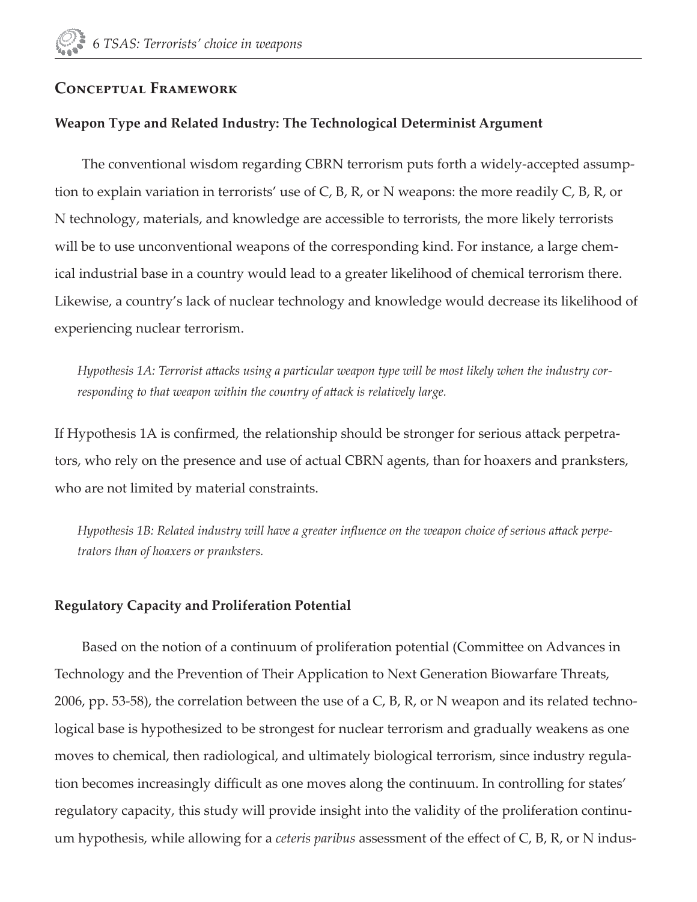## Conceptual Framework

### Weapon Type and Related Industry: The Technological Determinist Argument

The conventional wisdom regarding CBRN terrorism puts forth a widely-accepted assumption to explain variation in terrorists' use of C, B, R, or N weapons: the more readily C, B, R, or N technology, materials, and knowledge are accessible to terrorists, the more likely terrorists will be to use unconventional weapons of the corresponding kind. For instance, a large chemical industrial base in a country would lead to a greater likelihood of chemical terrorism there. Likewise, a country's lack of nuclear technology and knowledge would decrease its likelihood of experiencing nuclear terrorism.

> *Hypothesis 1A: Terrorist attacks using a particular weapon type will be most likely when the industry corresponding to that weapon within the country of attack is relatively large.*

If Hypothesis 1A is confirmed, the relationship should be stronger for serious attack perpetrators, who rely on the presence and use of actual CBRN agents, than for hoaxers and pranksters, who are not limited by material constraints.

> *Hypothesis 1B: Related industry will have a greater influence on the weapon choice of serious attack perpetrators than of hoaxers or pranksters.*

### Regulatory Capacity and Proliferation Potential

Based on the notion of a continuum of proliferation potential (Committee on Advances in Technology and the Prevention of Their Application to Next Generation Biowarfare Threats, 2006, pp. 53-58), the correlation between the use of a C, B, R, or N weapon and its related technological base is hypothesized to be strongest for nuclear terrorism and gradually weakens as one moves to chemical, then radiological, and ultimately biological terrorism, since industry regulation becomes increasingly difficult as one moves along the continuum. In controlling for states' regulatory capacity, this study will provide insight into the validity of the proliferation continuum hypothesis, while allowing for a *ceteris paribus* assessment of the effect of C, B, R, or N indus-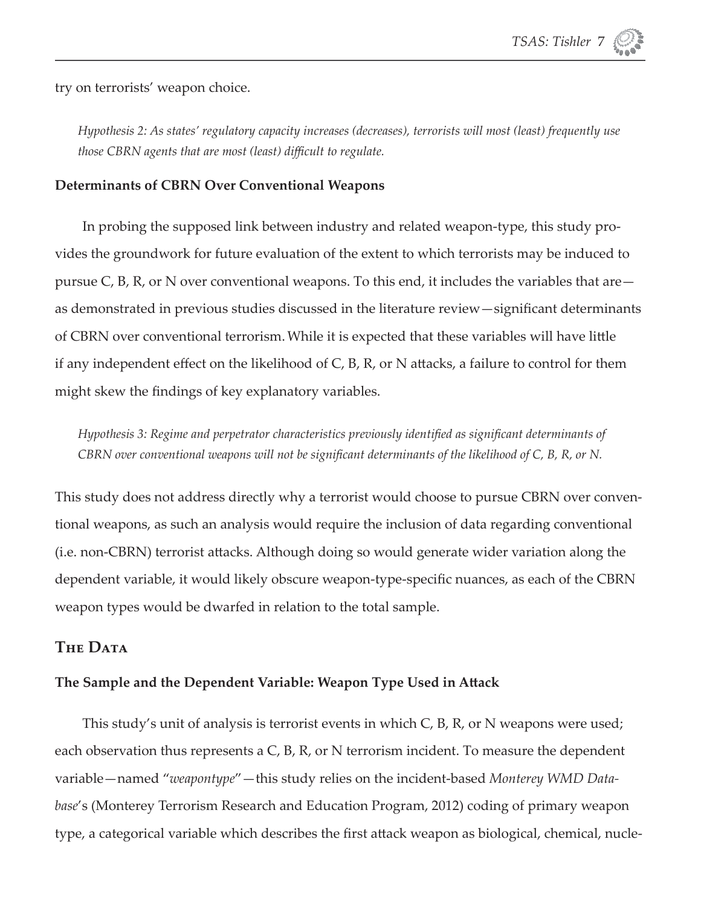try on terrorists' weapon choice.

*Hypothesis 2: As states' regulatory capacity increases (decreases), terrorists will most (least) frequently use those CBRN agents that are most (least) difficult to regulate.*

### Determinants of CBRN Over Conventional Weapons

In probing the supposed link between industry and related weapon-type, this study provides the groundwork for future evaluation of the extent to which terrorists may be induced to pursue C, B, R, or N over conventional weapons. To this end, it includes the variables that are—as demonstrated in previous studies discussed in the literature review—significant determinants of CBRN over conventional terrorism. While it is expected that these variables will have little if any independent effect on the likelihood of C, B, R, or N attacks, a failure to control for them might skew the findings of key explanatory variables.

*Hypothesis 3: Regime and perpetrator characteristics previously identified as significant determinants of CBRN over conventional weapons will not be significant determinants of the likelihood of C, B, R, or N.*

This study does not address directly why a terrorist would choose to pursue CBRN over conventional weapons, as such an analysis would require the inclusion of data regarding conventional (i.e. non-CBRN) terrorist attacks. Although doing so would generate wider variation along the dependent variable, it would likely obscure weapon-type-specific nuances, as each of the CBRN weapon types would be dwarfed in relation to the total sample.

## The Data

### The Sample and the Dependent Variable: Weapon Type Used in Attack

This study's unit of analysis is terrorist events in which C, B, R, or N weapons were used; each observation thus represents a C, B, R, or N terrorism incident. To measure the dependent variable—named "*weapontype*"—this study relies on the incident-based *Monterey WMD Database*'s (Monterey Terrorism Research and Education Program, 2012) coding of primary weapon type, a categorical variable which describes the first attack weapon as biological, chemical, nucle-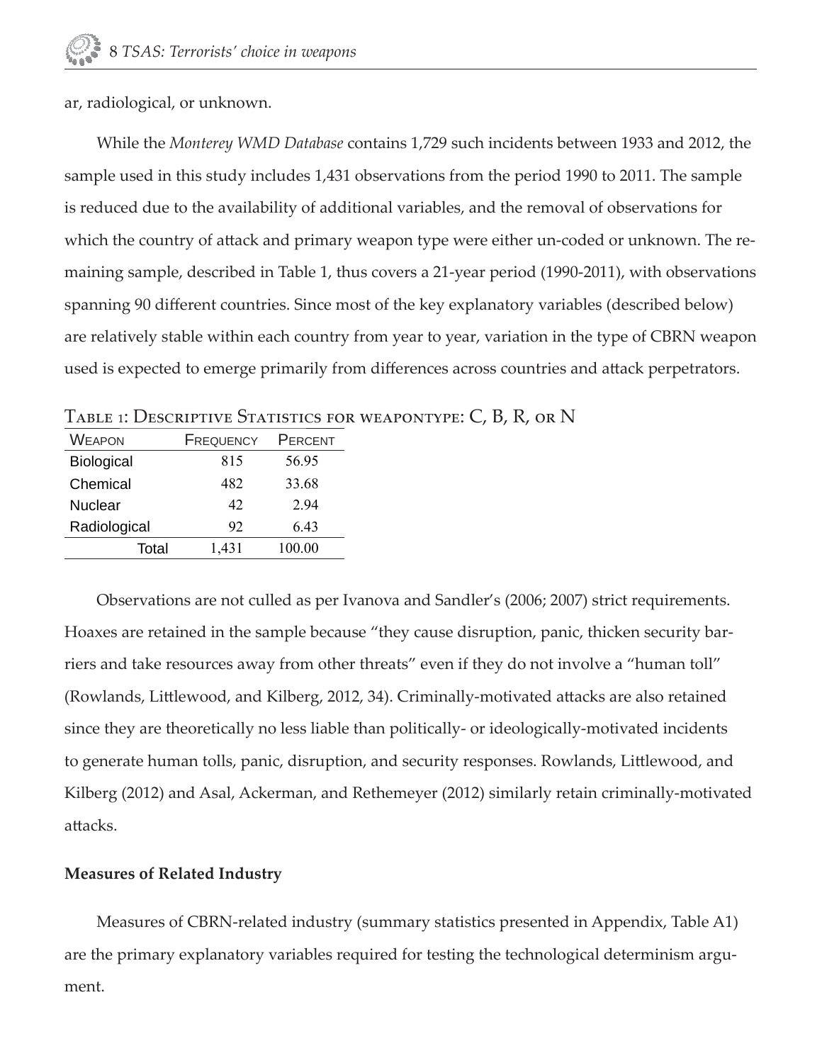ar, radiological, or unknown.

While the *Monterey WMD Database* contains 1,729 such incidents between 1933 and 2012, the sample used in this study includes 1,431 observations from the period 1990 to 2011. The sample is reduced due to the availability of additional variables, and the removal of observations for which the country of attack and primary weapon type were either un-coded or unknown. The remaining sample, described in Table 1, thus covers a 21-year period (1990-2011), with observations spanning 90 different countries. Since most of the key explanatory variables (described below) are relatively stable within each country from year to year, variation in the type of CBRN weapon used is expected to emerge primarily from differences across countries and attack perpetrators.

Table 1: Descriptive Statistics for weapontype: C, B, R, or N

| Weapon | Frequency | Percent |
|---|---|---|
| Biological | 815 | 56.95 |
| Chemical | 482 | 33.68 |
| Nuclear | 42 | 2.94 |
| Radiological | 92 | 6.43 |
| Total | 1,431 | 100.00 |

Observations are not culled as per Ivanova and Sandler's (2006; 2007) strict requirements. Hoaxes are retained in the sample because "they cause disruption, panic, thicken security barriers and take resources away from other threats" even if they do not involve a "human toll" (Rowlands, Littlewood, and Kilberg, 2012, 34). Criminally-motivated attacks are also retained since they are theoretically no less liable than politically- or ideologically-motivated incidents to generate human tolls, panic, disruption, and security responses. Rowlands, Littlewood, and Kilberg (2012) and Asal, Ackerman, and Rethemeyer (2012) similarly retain criminally-motivated attacks.

**Measures of Related Industry**

Measures of CBRN-related industry (summary statistics presented in Appendix, Table A1) are the primary explanatory variables required for testing the technological determinism argument.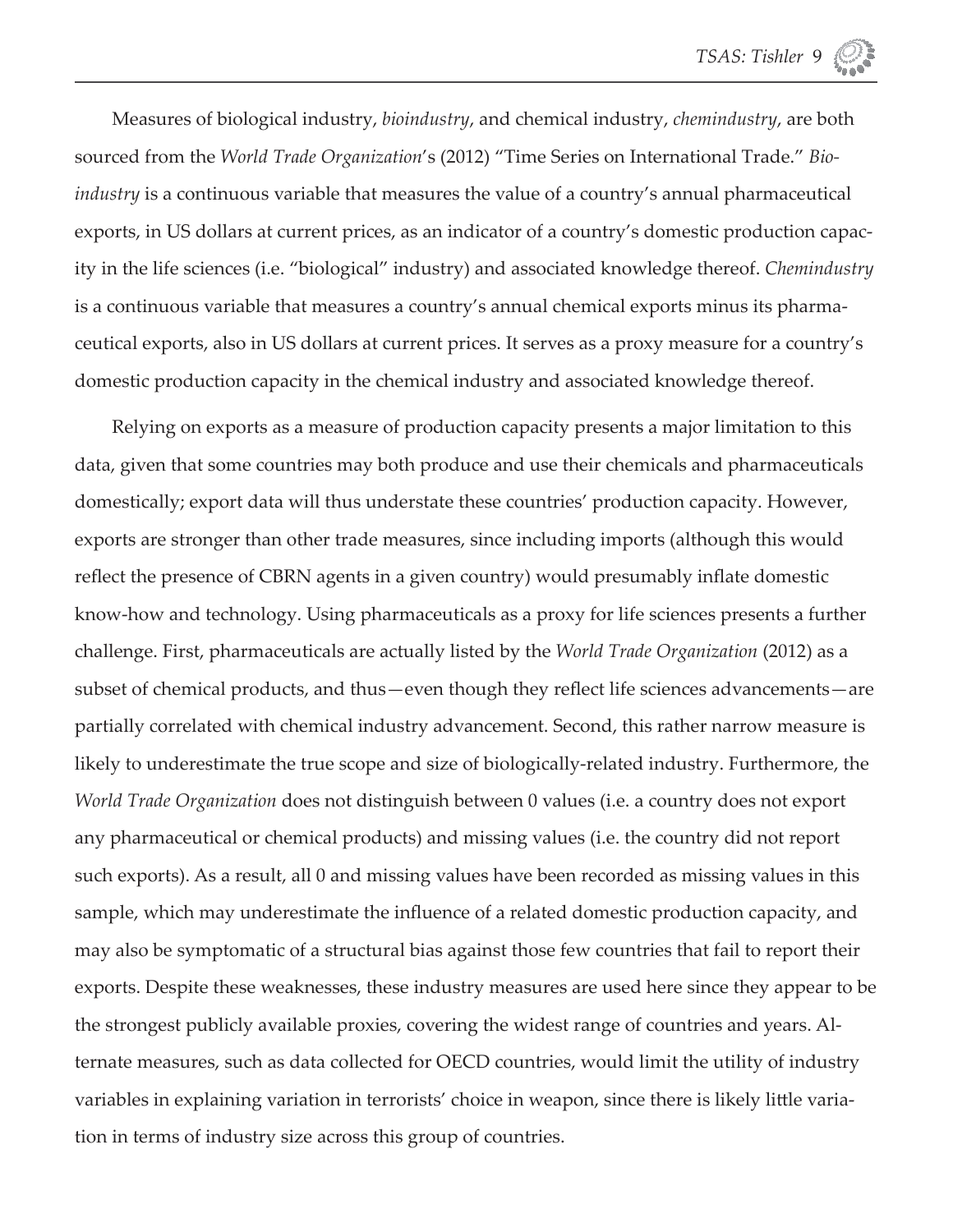Measures of biological industry, *bioindustry*, and chemical industry, *chemindustry*, are both sourced from the *World Trade Organization*'s (2012) "Time Series on International Trade." *Bioindustry* is a continuous variable that measures the value of a country's annual pharmaceutical exports, in US dollars at current prices, as an indicator of a country's domestic production capacity in the life sciences (i.e. "biological" industry) and associated knowledge thereof. *Chemindustry* is a continuous variable that measures a country's annual chemical exports minus its pharmaceutical exports, also in US dollars at current prices. It serves as a proxy measure for a country's domestic production capacity in the chemical industry and associated knowledge thereof.

Relying on exports as a measure of production capacity presents a major limitation to this data, given that some countries may both produce and use their chemicals and pharmaceuticals domestically; export data will thus understate these countries' production capacity. However, exports are stronger than other trade measures, since including imports (although this would reflect the presence of CBRN agents in a given country) would presumably inflate domestic know-how and technology. Using pharmaceuticals as a proxy for life sciences presents a further challenge. First, pharmaceuticals are actually listed by the *World Trade Organization* (2012) as a subset of chemical products, and thus—even though they reflect life sciences advancements—are partially correlated with chemical industry advancement. Second, this rather narrow measure is likely to underestimate the true scope and size of biologically-related industry. Furthermore, the *World Trade Organization* does not distinguish between 0 values (i.e. a country does not export any pharmaceutical or chemical products) and missing values (i.e. the country did not report such exports). As a result, all 0 and missing values have been recorded as missing values in this sample, which may underestimate the influence of a related domestic production capacity, and may also be symptomatic of a structural bias against those few countries that fail to report their exports. Despite these weaknesses, these industry measures are used here since they appear to be the strongest publicly available proxies, covering the widest range of countries and years. Alternate measures, such as data collected for OECD countries, would limit the utility of industry variables in explaining variation in terrorists' choice in weapon, since there is likely little variation in terms of industry size across this group of countries.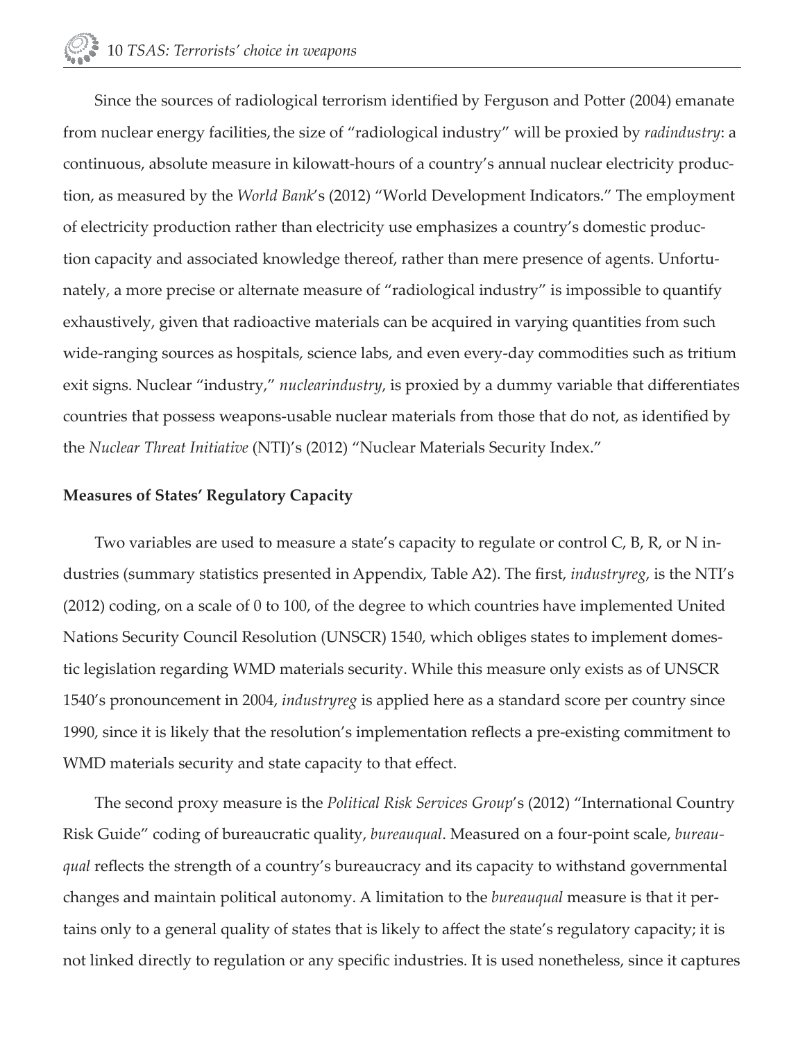Since the sources of radiological terrorism identified by Ferguson and Potter (2004) emanate from nuclear energy facilities, the size of "radiological industry" will be proxied by *radindustry*: a continuous, absolute measure in kilowatt-hours of a country's annual nuclear electricity production, as measured by the *World Bank*'s (2012) "World Development Indicators." The employment of electricity production rather than electricity use emphasizes a country's domestic production capacity and associated knowledge thereof, rather than mere presence of agents. Unfortunately, a more precise or alternate measure of "radiological industry" is impossible to quantify exhaustively, given that radioactive materials can be acquired in varying quantities from such wide-ranging sources as hospitals, science labs, and even every-day commodities such as tritium exit signs. Nuclear "industry," *nuclearindustry*, is proxied by a dummy variable that differentiates countries that possess weapons-usable nuclear materials from those that do not, as identified by the *Nuclear Threat Initiative* (NTI)'s (2012) "Nuclear Materials Security Index."

**Measures of States' Regulatory Capacity**

Two variables are used to measure a state's capacity to regulate or control C, B, R, or N industries (summary statistics presented in Appendix, Table A2). The first, *industryreg*, is the NTI's (2012) coding, on a scale of 0 to 100, of the degree to which countries have implemented United Nations Security Council Resolution (UNSCR) 1540, which obliges states to implement domestic legislation regarding WMD materials security. While this measure only exists as of UNSCR 1540's pronouncement in 2004, *industryreg* is applied here as a standard score per country since 1990, since it is likely that the resolution's implementation reflects a pre-existing commitment to WMD materials security and state capacity to that effect.

The second proxy measure is the *Political Risk Services Group*'s (2012) "International Country Risk Guide" coding of bureaucratic quality, *bureauqual*. Measured on a four-point scale, *bureauqual* reflects the strength of a country's bureaucracy and its capacity to withstand governmental changes and maintain political autonomy. A limitation to the *bureauqual* measure is that it pertains only to a general quality of states that is likely to affect the state's regulatory capacity; it is not linked directly to regulation or any specific industries. It is used nonetheless, since it captures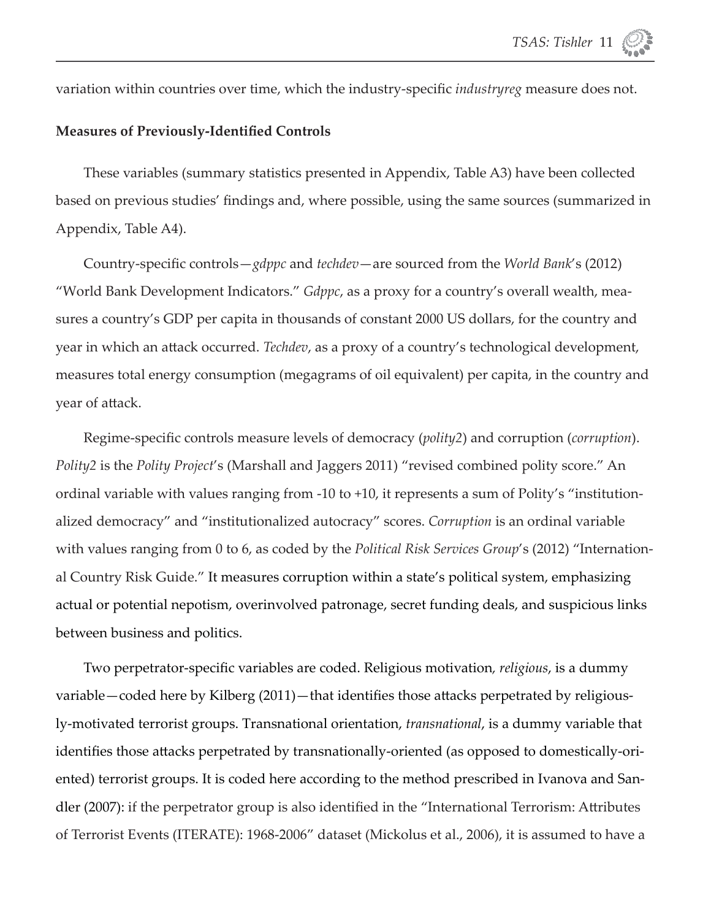variation within countries over time, which the industry-specific *industryreg* measure does not.

**Measures of Previously-Identified Controls**

These variables (summary statistics presented in Appendix, Table A3) have been collected based on previous studies' findings and, where possible, using the same sources (summarized in Appendix, Table A4).

Country-specific controls—*gdppc* and *techdev*—are sourced from the *World Bank*'s (2012) "World Bank Development Indicators." *Gdppc*, as a proxy for a country's overall wealth, measures a country's GDP per capita in thousands of constant 2000 US dollars, for the country and year in which an attack occurred. *Techdev*, as a proxy of a country's technological development, measures total energy consumption (megagrams of oil equivalent) per capita, in the country and year of attack.

Regime-specific controls measure levels of democracy (*polity2*) and corruption (*corruption*). *Polity2* is the *Polity Project*'s (Marshall and Jaggers 2011) "revised combined polity score." An ordinal variable with values ranging from -10 to +10, it represents a sum of Polity's "institutionalized democracy" and "institutionalized autocracy" scores. *Corruption* is an ordinal variable with values ranging from 0 to 6, as coded by the *Political Risk Services Group*'s (2012) "International Country Risk Guide." It measures corruption within a state's political system, emphasizing actual or potential nepotism, overinvolved patronage, secret funding deals, and suspicious links between business and politics.

Two perpetrator-specific variables are coded. Religious motivation, *religious*, is a dummy variable—coded here by Kilberg (2011)—that identifies those attacks perpetrated by religiously-motivated terrorist groups. Transnational orientation, *transnational*, is a dummy variable that identifies those attacks perpetrated by transnationally-oriented (as opposed to domestically-oriented) terrorist groups. It is coded here according to the method prescribed in Ivanova and Sandler (2007): if the perpetrator group is also identified in the "International Terrorism: Attributes of Terrorist Events (ITERATE): 1968-2006" dataset (Mickolus et al., 2006), it is assumed to have a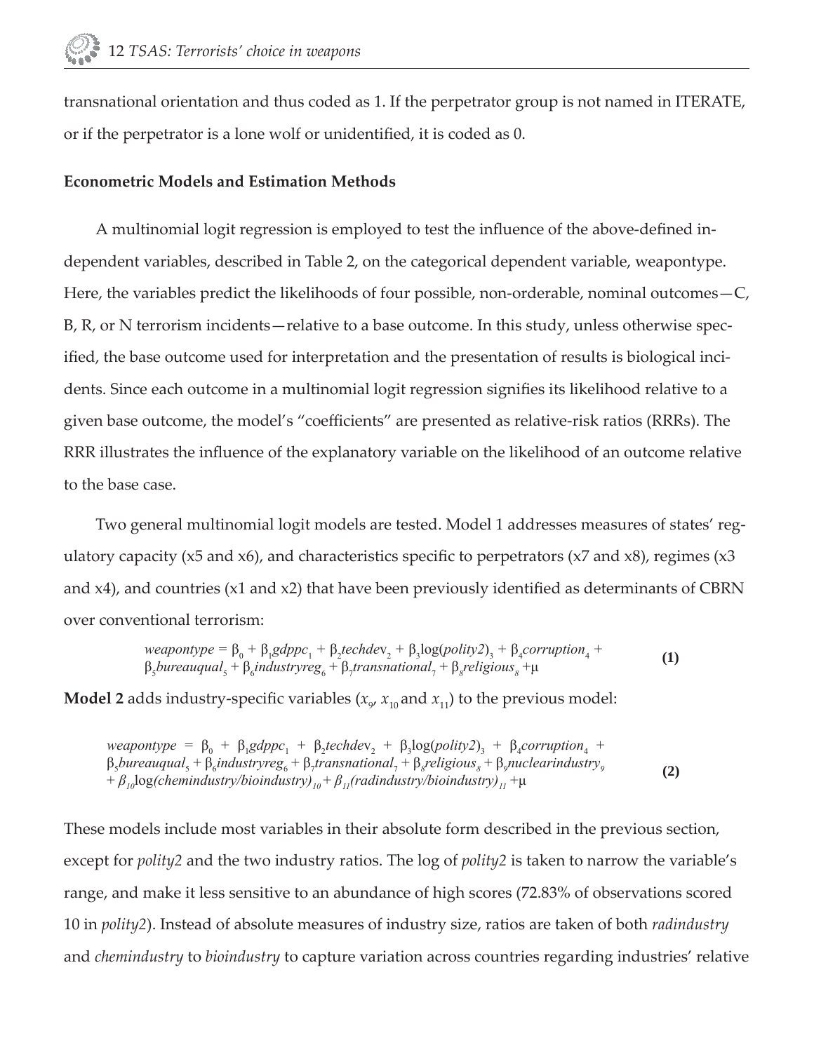transnational orientation and thus coded as 1. If the perpetrator group is not named in ITERATE, or if the perpetrator is a lone wolf or unidentified, it is coded as 0.

**Econometric Models and Estimation Methods**

A multinomial logit regression is employed to test the influence of the above-defined independent variables, described in Table 2, on the categorical dependent variable, weapontype. Here, the variables predict the likelihoods of four possible, non-orderable, nominal outcomes—C, B, R, or N terrorism incidents—relative to a base outcome. In this study, unless otherwise specified, the base outcome used for interpretation and the presentation of results is biological incidents. Since each outcome in a multinomial logit regression signifies its likelihood relative to a given base outcome, the model's "coefficients" are presented as relative-risk ratios (RRRs). The RRR illustrates the influence of the explanatory variable on the likelihood of an outcome relative to the base case.

Two general multinomial logit models are tested. Model 1 addresses measures of states' regulatory capacity (x5 and x6), and characteristics specific to perpetrators (x7 and x8), regimes (x3 and x4), and countries (x1 and x2) that have been previously identified as determinants of CBRN over conventional terrorism:

$$weapontype = \beta_0 + \beta_1 gdppc_1 + \beta_2 techdev_2 + \beta_3 \log(polity2)_3 + \beta_4 corruption_4 + \beta_5 bureauqual_5 + \beta_6 industryreg_6 + \beta_7 transnational_7 + \beta_8 religious_8 + \mu \quad \textbf{(1)}$$

**Model 2** adds industry-specific variables ($x_9$, $x_{10}$ and $x_{11}$) to the previous model:

$$weapontype = \beta_0 + \beta_1 gdppc_1 + \beta_2 techdev_2 + \beta_3 \log(polity2)_3 + \beta_4 corruption_4 + \beta_5 bureauqual_5 + \beta_6 industryreg_6 + \beta_7 transnational_7 + \beta_8 religious_8 + \beta_9 nuclearindustry_9 + \beta_{10} \log(chemindustry/bioindustry)_{10} + \beta_{11}(radindustry/bioindustry)_{11} + \mu \quad \textbf{(2)}$$

These models include most variables in their absolute form described in the previous section, except for *polity2* and the two industry ratios. The log of *polity2* is taken to narrow the variable's range, and make it less sensitive to an abundance of high scores (72.83% of observations scored 10 in *polity2*). Instead of absolute measures of industry size, ratios are taken of both *radindustry* and *chemindustry* to *bioindustry* to capture variation across countries regarding industries' relative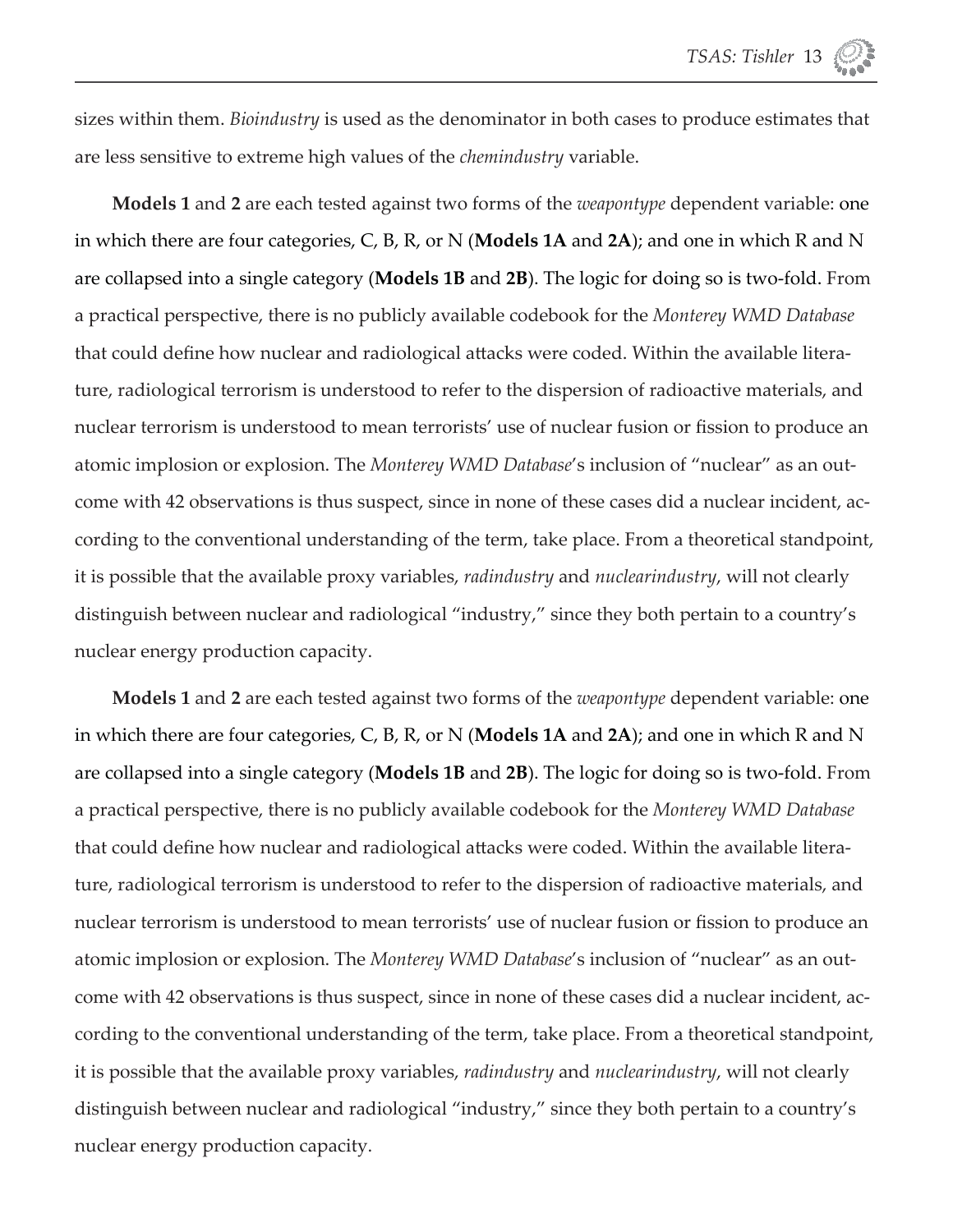sizes within them. *Bioindustry* is used as the denominator in both cases to produce estimates that are less sensitive to extreme high values of the *chemindustry* variable.

**Models 1** and **2** are each tested against two forms of the *weapontype* dependent variable: one in which there are four categories, C, B, R, or N (**Models 1A** and **2A**); and one in which R and N are collapsed into a single category (**Models 1B** and **2B**). The logic for doing so is two-fold. From a practical perspective, there is no publicly available codebook for the *Monterey WMD Database* that could define how nuclear and radiological attacks were coded. Within the available literature, radiological terrorism is understood to refer to the dispersion of radioactive materials, and nuclear terrorism is understood to mean terrorists' use of nuclear fusion or fission to produce an atomic implosion or explosion. The *Monterey WMD Database*'s inclusion of "nuclear" as an outcome with 42 observations is thus suspect, since in none of these cases did a nuclear incident, according to the conventional understanding of the term, take place. From a theoretical standpoint, it is possible that the available proxy variables, *radindustry* and *nuclearindustry*, will not clearly distinguish between nuclear and radiological "industry," since they both pertain to a country's nuclear energy production capacity.

**Models 1** and **2** are each tested against two forms of the *weapontype* dependent variable: one in which there are four categories, C, B, R, or N (**Models 1A** and **2A**); and one in which R and N are collapsed into a single category (**Models 1B** and **2B**). The logic for doing so is two-fold. From a practical perspective, there is no publicly available codebook for the *Monterey WMD Database* that could define how nuclear and radiological attacks were coded. Within the available literature, radiological terrorism is understood to refer to the dispersion of radioactive materials, and nuclear terrorism is understood to mean terrorists' use of nuclear fusion or fission to produce an atomic implosion or explosion. The *Monterey WMD Database*'s inclusion of "nuclear" as an outcome with 42 observations is thus suspect, since in none of these cases did a nuclear incident, according to the conventional understanding of the term, take place. From a theoretical standpoint, it is possible that the available proxy variables, *radindustry* and *nuclearindustry*, will not clearly distinguish between nuclear and radiological "industry," since they both pertain to a country's nuclear energy production capacity.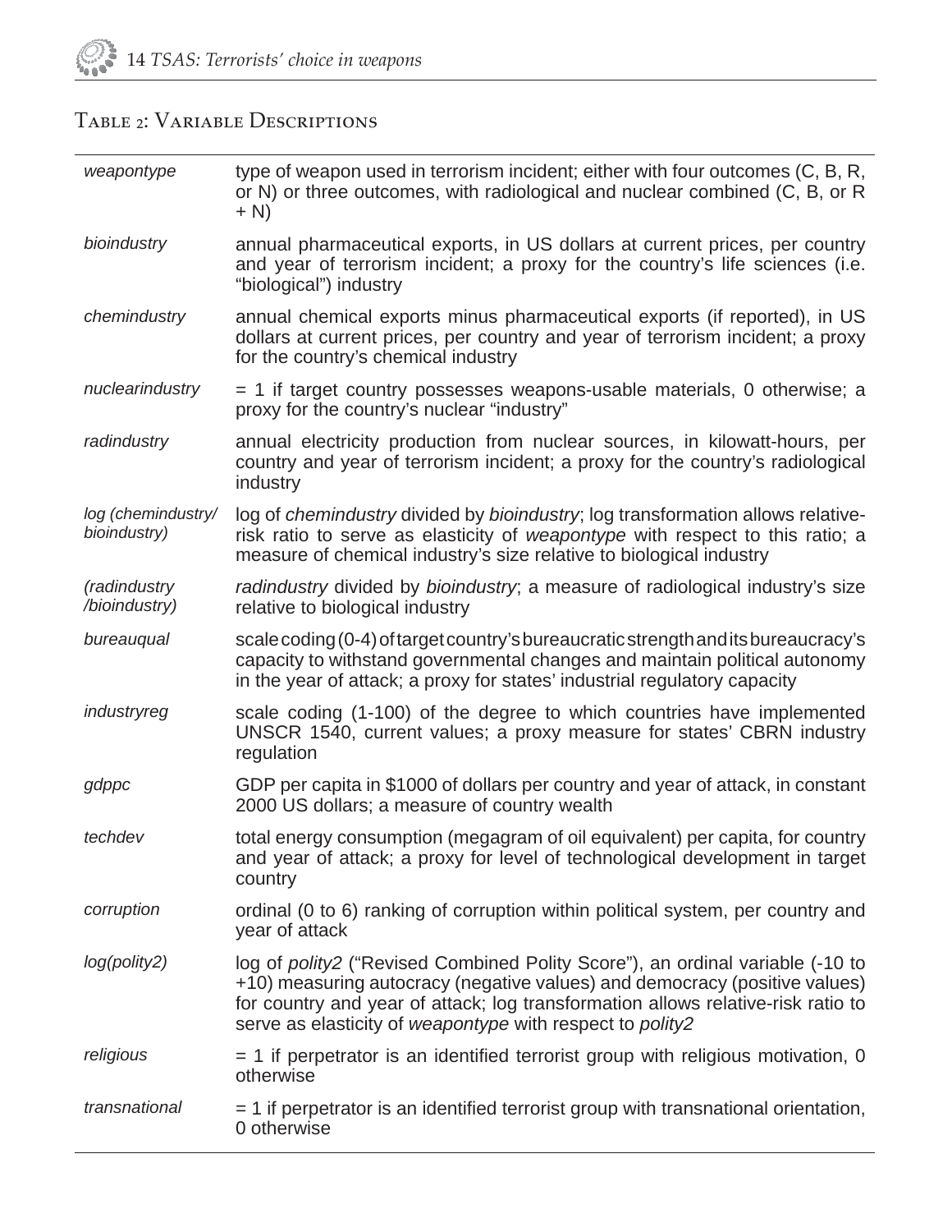## Table 2: Variable Descriptions

| | |
|---|---|
| *weapontype* | type of weapon used in terrorism incident; either with four outcomes (C, B, R, or N) or three outcomes, with radiological and nuclear combined (C, B, or R + N) |
| *bioindustry* | annual pharmaceutical exports, in US dollars at current prices, per country and year of terrorism incident; a proxy for the country's life sciences (i.e. "biological") industry |
| *chemindustry* | annual chemical exports minus pharmaceutical exports (if reported), in US dollars at current prices, per country and year of terrorism incident; a proxy for the country's chemical industry |
| *nuclearindustry* | = 1 if target country possesses weapons-usable materials, 0 otherwise; a proxy for the country's nuclear "industry" |
| *radindustry* | annual electricity production from nuclear sources, in kilowatt-hours, per country and year of terrorism incident; a proxy for the country's radiological industry |
| *log (chemindustry/ bioindustry)* | log of *chemindustry* divided by *bioindustry*; log transformation allows relative-risk ratio to serve as elasticity of *weapontype* with respect to this ratio; a measure of chemical industry's size relative to biological industry |
| *(radindustry /bioindustry)* | *radindustry* divided by *bioindustry*; a measure of radiological industry's size relative to biological industry |
| *bureauqual* | scale coding (0-4) of target country's bureaucratic strength and its bureaucracy's capacity to withstand governmental changes and maintain political autonomy in the year of attack; a proxy for states' industrial regulatory capacity |
| *industryreg* | scale coding (1-100) of the degree to which countries have implemented UNSCR 1540, current values; a proxy measure for states' CBRN industry regulation |
| *gdppc* | GDP per capita in $1000 of dollars per country and year of attack, in constant 2000 US dollars; a measure of country wealth |
| *techdev* | total energy consumption (megagram of oil equivalent) per capita, for country and year of attack; a proxy for level of technological development in target country |
| *corruption* | ordinal (0 to 6) ranking of corruption within political system, per country and year of attack |
| *log(polity2)* | log of *polity2* ("Revised Combined Polity Score"), an ordinal variable (-10 to +10) measuring autocracy (negative values) and democracy (positive values) for country and year of attack; log transformation allows relative-risk ratio to serve as elasticity of *weapontype* with respect to *polity2* |
| *religious* | = 1 if perpetrator is an identified terrorist group with religious motivation, 0 otherwise |
| *transnational* | = 1 if perpetrator is an identified terrorist group with transnational orientation, 0 otherwise |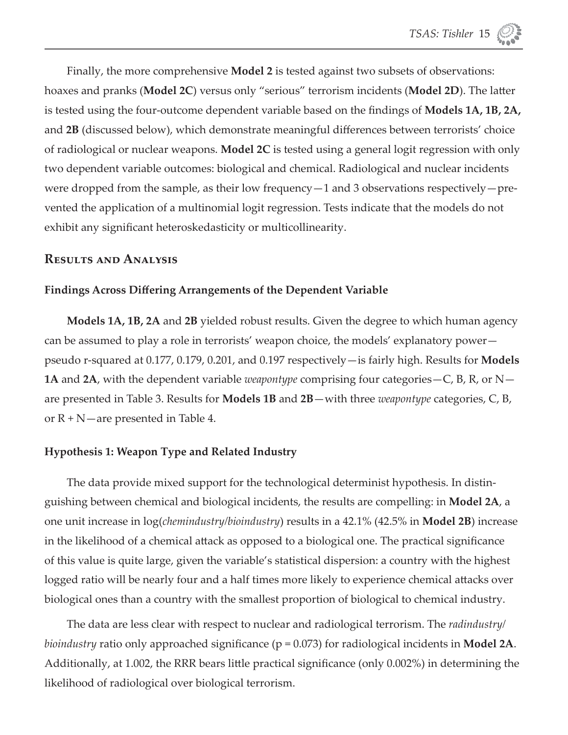Finally, the more comprehensive **Model 2** is tested against two subsets of observations: hoaxes and pranks (**Model 2C**) versus only "serious" terrorism incidents (**Model 2D**). The latter is tested using the four-outcome dependent variable based on the findings of **Models 1A, 1B, 2A,** and **2B** (discussed below), which demonstrate meaningful differences between terrorists' choice of radiological or nuclear weapons. **Model 2C** is tested using a general logit regression with only two dependent variable outcomes: biological and chemical. Radiological and nuclear incidents were dropped from the sample, as their low frequency—1 and 3 observations respectively—prevented the application of a multinomial logit regression. Tests indicate that the models do not exhibit any significant heteroskedasticity or multicollinearity.

## Results and Analysis

### Findings Across Differing Arrangements of the Dependent Variable

**Models 1A, 1B, 2A** and **2B** yielded robust results. Given the degree to which human agency can be assumed to play a role in terrorists' weapon choice, the models' explanatory power—pseudo r-squared at 0.177, 0.179, 0.201, and 0.197 respectively—is fairly high. Results for **Models 1A** and **2A**, with the dependent variable *weapontype* comprising four categories—C, B, R, or N—are presented in Table 3. Results for **Models 1B** and **2B**—with three *weapontype* categories, C, B, or R + N—are presented in Table 4.

### Hypothesis 1: Weapon Type and Related Industry

The data provide mixed support for the technological determinist hypothesis. In distinguishing between chemical and biological incidents, the results are compelling: in **Model 2A**, a one unit increase in log(*chemindustry/bioindustry*) results in a 42.1% (42.5% in **Model 2B**) increase in the likelihood of a chemical attack as opposed to a biological one. The practical significance of this value is quite large, given the variable's statistical dispersion: a country with the highest logged ratio will be nearly four and a half times more likely to experience chemical attacks over biological ones than a country with the smallest proportion of biological to chemical industry.

The data are less clear with respect to nuclear and radiological terrorism. The *radindustry/bioindustry* ratio only approached significance ($p = 0.073$) for radiological incidents in **Model 2A**. Additionally, at 1.002, the RRR bears little practical significance (only 0.002%) in determining the likelihood of radiological over biological terrorism.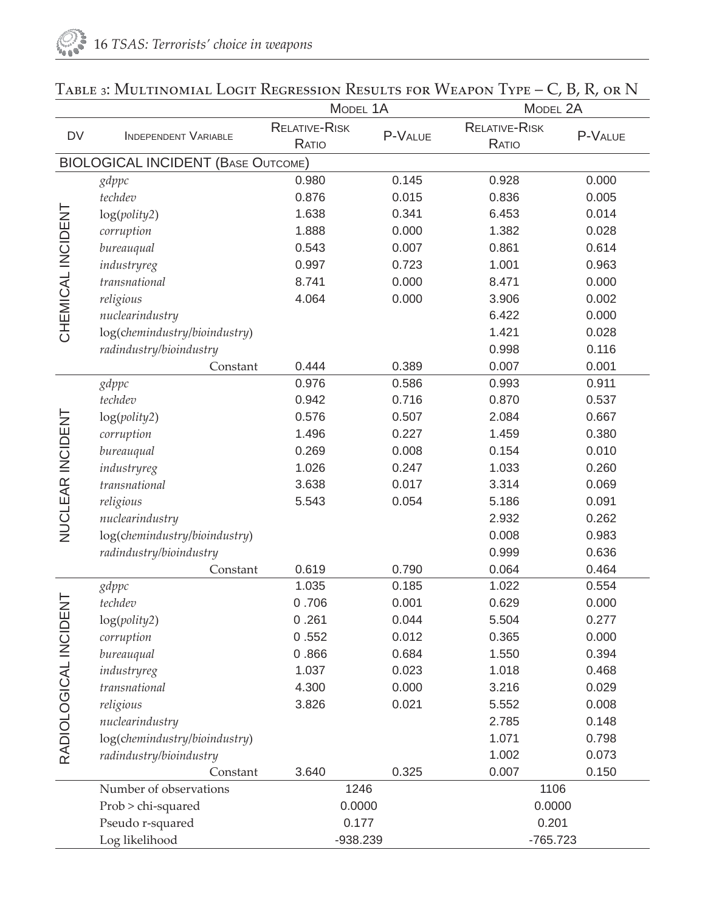## Table 3: Multinomial Logit Regression Results for Weapon Type – C, B, R, or N

| DV | Independent Variable | Model 1A | | Model 2A | |
|---|---|---|---|---|---|
| | | Relative-Risk Ratio | P-Value | Relative-Risk Ratio | P-Value |
| **Biological Incident (Base Outcome)** | | | | | |
| Chemical Incident | *gdppc* | 0.980 | 0.145 | 0.928 | 0.000 |
| | *techdev* | 0.876 | 0.015 | 0.836 | 0.005 |
| | log(*polity2*) | 1.638 | 0.341 | 6.453 | 0.014 |
| | *corruption* | 1.888 | 0.000 | 1.382 | 0.028 |
| | *bureauqual* | 0.543 | 0.007 | 0.861 | 0.614 |
| | *industryreg* | 0.997 | 0.723 | 1.001 | 0.963 |
| | *transnational* | 8.741 | 0.000 | 8.471 | 0.000 |
| | *religious* | 4.064 | 0.000 | 3.906 | 0.002 |
| | *nuclearindustry* | | | 6.422 | 0.000 |
| | log(*chemindustry/bioindustry*) | | | 1.421 | 0.028 |
| | *radindustry/bioindustry* | | | 0.998 | 0.116 |
| | Constant | 0.444 | 0.389 | 0.007 | 0.001 |
| Nuclear Incident | *gdppc* | 0.976 | 0.586 | 0.993 | 0.911 |
| | *techdev* | 0.942 | 0.716 | 0.870 | 0.537 |
| | log(*polity2*) | 0.576 | 0.507 | 2.084 | 0.667 |
| | *corruption* | 1.496 | 0.227 | 1.459 | 0.380 |
| | *bureauqual* | 0.269 | 0.008 | 0.154 | 0.010 |
| | *industryreg* | 1.026 | 0.247 | 1.033 | 0.260 |
| | *transnational* | 3.638 | 0.017 | 3.314 | 0.069 |
| | *religious* | 5.543 | 0.054 | 5.186 | 0.091 |
| | *nuclearindustry* | | | 2.932 | 0.262 |
| | log(*chemindustry/bioindustry*) | | | 0.008 | 0.983 |
| | *radindustry/bioindustry* | | | 0.999 | 0.636 |
| | Constant | 0.619 | 0.790 | 0.064 | 0.464 |
| Radiological Incident | *gdppc* | 1.035 | 0.185 | 1.022 | 0.554 |
| | *techdev* | 0 .706 | 0.001 | 0.629 | 0.000 |
| | log(*polity2*) | 0 .261 | 0.044 | 5.504 | 0.277 |
| | *corruption* | 0 .552 | 0.012 | 0.365 | 0.000 |
| | *bureauqual* | 0 .866 | 0.684 | 1.550 | 0.394 |
| | *industryreg* | 1.037 | 0.023 | 1.018 | 0.468 |
| | *transnational* | 4.300 | 0.000 | 3.216 | 0.029 |
| | *religious* | 3.826 | 0.021 | 5.552 | 0.008 |
| | *nuclearindustry* | | | 2.785 | 0.148 |
| | log(*chemindustry/bioindustry*) | | | 1.071 | 0.798 |
| | *radindustry/bioindustry* | | | 1.002 | 0.073 |
| | Constant | 3.640 | 0.325 | 0.007 | 0.150 |
| | Number of observations | 1246 | | 1106 | |
| | Prob > chi-squared | 0.0000 | | 0.0000 | |
| | Pseudo r-squared | 0.177 | | 0.201 | |
| | Log likelihood | -938.239 | | -765.723 | |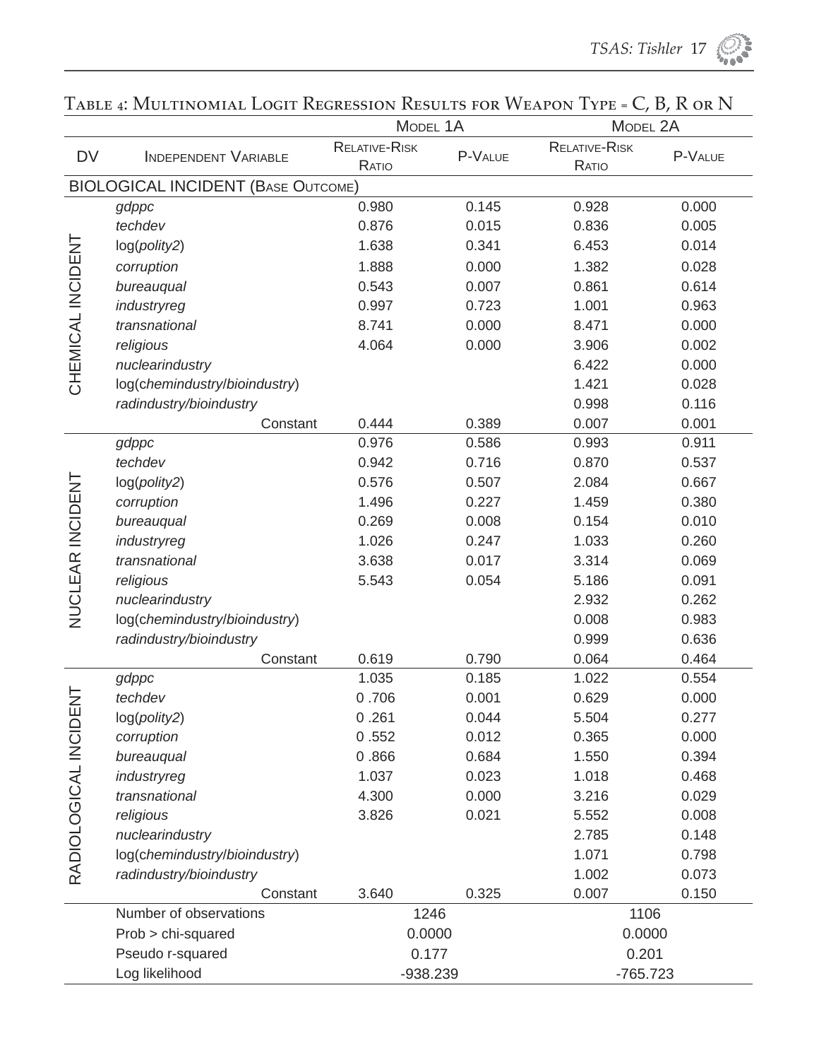## Table 4: Multinomial Logit Regression Results for Weapon Type = C, B, R or N

| DV | Independent Variable | Model 1A | | Model 2A | |
|---|---|---|---|---|---|
| | | Relative-Risk Ratio | P-Value | Relative-Risk Ratio | P-Value |
| **BIOLOGICAL INCIDENT (Base Outcome)** | | | | | |
| CHEMICAL INCIDENT | *gdppc* | 0.980 | 0.145 | 0.928 | 0.000 |
| | *techdev* | 0.876 | 0.015 | 0.836 | 0.005 |
| | log(*polity2*) | 1.638 | 0.341 | 6.453 | 0.014 |
| | *corruption* | 1.888 | 0.000 | 1.382 | 0.028 |
| | *bureauqual* | 0.543 | 0.007 | 0.861 | 0.614 |
| | *industryreg* | 0.997 | 0.723 | 1.001 | 0.963 |
| | *transnational* | 8.741 | 0.000 | 8.471 | 0.000 |
| | *religious* | 4.064 | 0.000 | 3.906 | 0.002 |
| | *nuclearindustry* | | | 6.422 | 0.000 |
| | log(*chemindustry*/*bioindustry*) | | | 1.421 | 0.028 |
| | *radindustry/bioindustry* | | | 0.998 | 0.116 |
| | Constant | 0.444 | 0.389 | 0.007 | 0.001 |
| NUCLEAR INCIDENT | *gdppc* | 0.976 | 0.586 | 0.993 | 0.911 |
| | *techdev* | 0.942 | 0.716 | 0.870 | 0.537 |
| | log(*polity2*) | 0.576 | 0.507 | 2.084 | 0.667 |
| | *corruption* | 1.496 | 0.227 | 1.459 | 0.380 |
| | *bureauqual* | 0.269 | 0.008 | 0.154 | 0.010 |
| | *industryreg* | 1.026 | 0.247 | 1.033 | 0.260 |
| | *transnational* | 3.638 | 0.017 | 3.314 | 0.069 |
| | *religious* | 5.543 | 0.054 | 5.186 | 0.091 |
| | *nuclearindustry* | | | 2.932 | 0.262 |
| | log(*chemindustry*/*bioindustry*) | | | 0.008 | 0.983 |
| | *radindustry/bioindustry* | | | 0.999 | 0.636 |
| | Constant | 0.619 | 0.790 | 0.064 | 0.464 |
| RADIOLOGICAL INCIDENT | *gdppc* | 1.035 | 0.185 | 1.022 | 0.554 |
| | *techdev* | 0 .706 | 0.001 | 0.629 | 0.000 |
| | log(*polity2*) | 0 .261 | 0.044 | 5.504 | 0.277 |
| | *corruption* | 0 .552 | 0.012 | 0.365 | 0.000 |
| | *bureauqual* | 0 .866 | 0.684 | 1.550 | 0.394 |
| | *industryreg* | 1.037 | 0.023 | 1.018 | 0.468 |
| | *transnational* | 4.300 | 0.000 | 3.216 | 0.029 |
| | *religious* | 3.826 | 0.021 | 5.552 | 0.008 |
| | *nuclearindustry* | | | 2.785 | 0.148 |
| | log(*chemindustry*/*bioindustry*) | | | 1.071 | 0.798 |
| | *radindustry/bioindustry* | | | 1.002 | 0.073 |
| | Constant | 3.640 | 0.325 | 0.007 | 0.150 |
| | Number of observations | 1246 | | 1106 | |
| | Prob > chi-squared | 0.0000 | | 0.0000 | |
| | Pseudo r-squared | 0.177 | | 0.201 | |
| | Log likelihood | -938.239 | | -765.723 | |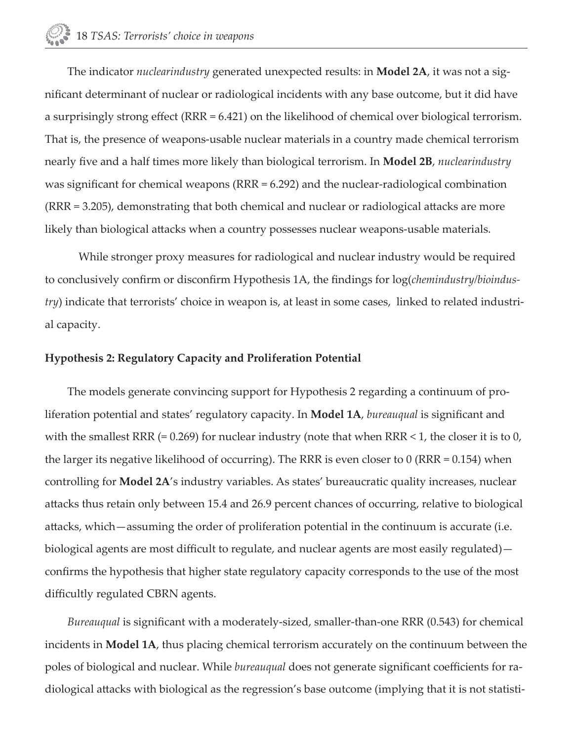The indicator *nuclearindustry* generated unexpected results: in **Model 2A**, it was not a significant determinant of nuclear or radiological incidents with any base outcome, but it did have a surprisingly strong effect (RRR = 6.421) on the likelihood of chemical over biological terrorism. That is, the presence of weapons-usable nuclear materials in a country made chemical terrorism nearly five and a half times more likely than biological terrorism. In **Model 2B**, *nuclearindustry* was significant for chemical weapons (RRR = 6.292) and the nuclear-radiological combination (RRR = 3.205), demonstrating that both chemical and nuclear or radiological attacks are more likely than biological attacks when a country possesses nuclear weapons-usable materials.

While stronger proxy measures for radiological and nuclear industry would be required to conclusively confirm or disconfirm Hypothesis 1A, the findings for log(*chemindustry/bioindustry*) indicate that terrorists' choice in weapon is, at least in some cases, linked to related industrial capacity.

**Hypothesis 2: Regulatory Capacity and Proliferation Potential**

The models generate convincing support for Hypothesis 2 regarding a continuum of proliferation potential and states' regulatory capacity. In **Model 1A**, *bureauqual* is significant and with the smallest RRR (= 0.269) for nuclear industry (note that when RRR < 1, the closer it is to 0, the larger its negative likelihood of occurring). The RRR is even closer to 0 (RRR = 0.154) when controlling for **Model 2A**'s industry variables. As states' bureaucratic quality increases, nuclear attacks thus retain only between 15.4 and 26.9 percent chances of occurring, relative to biological attacks, which—assuming the order of proliferation potential in the continuum is accurate (i.e. biological agents are most difficult to regulate, and nuclear agents are most easily regulated)—confirms the hypothesis that higher state regulatory capacity corresponds to the use of the most difficultly regulated CBRN agents.

*Bureauqual* is significant with a moderately-sized, smaller-than-one RRR (0.543) for chemical incidents in **Model 1A**, thus placing chemical terrorism accurately on the continuum between the poles of biological and nuclear. While *bureauqual* does not generate significant coefficients for radiological attacks with biological as the regression's base outcome (implying that it is not statisti-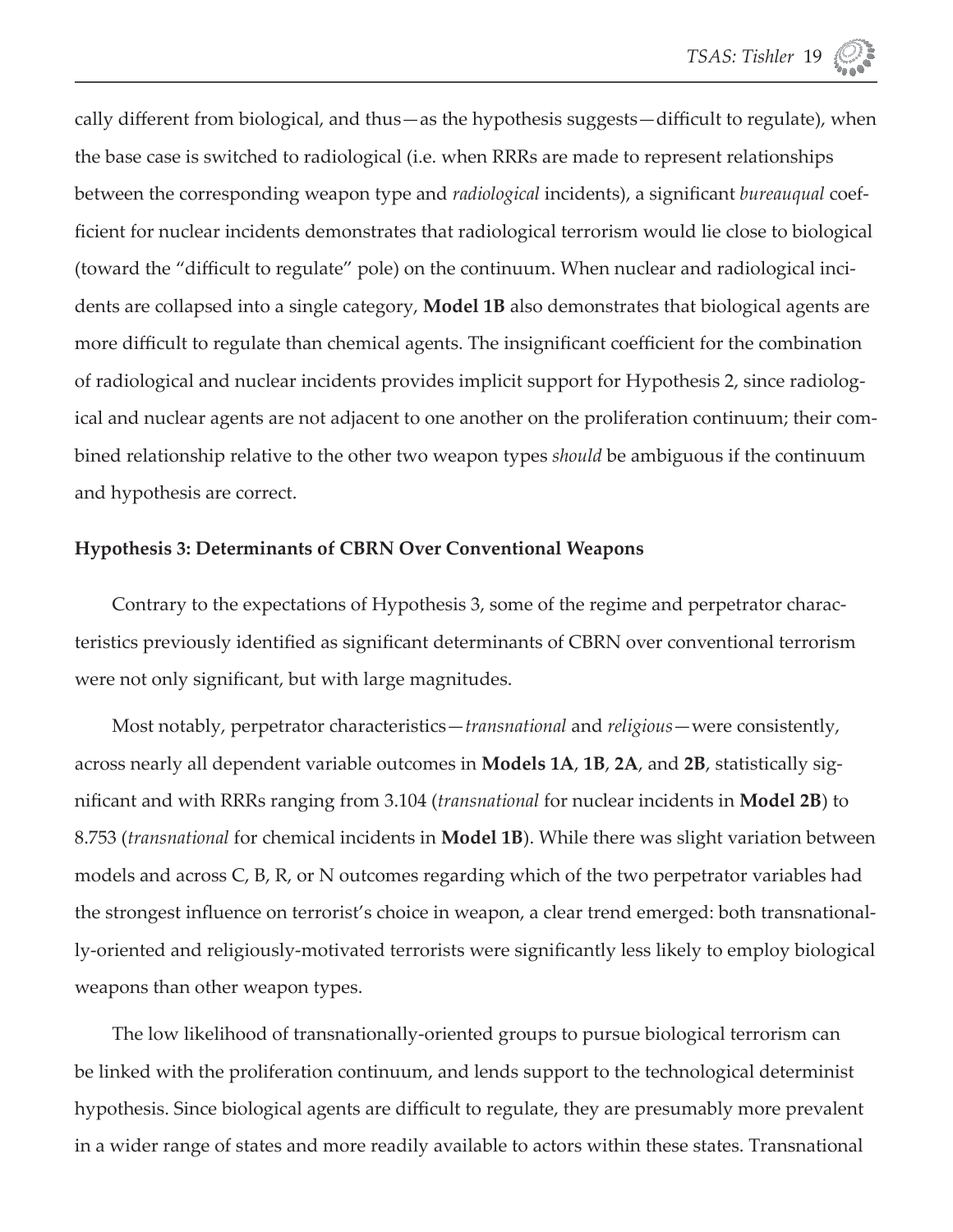cally different from biological, and thus—as the hypothesis suggests—difficult to regulate), when the base case is switched to radiological (i.e. when RRRs are made to represent relationships between the corresponding weapon type and *radiological* incidents), a significant *bureauqual* coefficient for nuclear incidents demonstrates that radiological terrorism would lie close to biological (toward the "difficult to regulate" pole) on the continuum. When nuclear and radiological incidents are collapsed into a single category, **Model 1B** also demonstrates that biological agents are more difficult to regulate than chemical agents. The insignificant coefficient for the combination of radiological and nuclear incidents provides implicit support for Hypothesis 2, since radiological and nuclear agents are not adjacent to one another on the proliferation continuum; their combined relationship relative to the other two weapon types *should* be ambiguous if the continuum and hypothesis are correct.

### Hypothesis 3: Determinants of CBRN Over Conventional Weapons

Contrary to the expectations of Hypothesis 3, some of the regime and perpetrator characteristics previously identified as significant determinants of CBRN over conventional terrorism were not only significant, but with large magnitudes.

Most notably, perpetrator characteristics—*transnational* and *religious*—were consistently, across nearly all dependent variable outcomes in **Models 1A**, **1B**, **2A**, and **2B**, statistically significant and with RRRs ranging from 3.104 (*transnational* for nuclear incidents in **Model 2B**) to 8.753 (*transnational* for chemical incidents in **Model 1B**). While there was slight variation between models and across C, B, R, or N outcomes regarding which of the two perpetrator variables had the strongest influence on terrorist's choice in weapon, a clear trend emerged: both transnationally-oriented and religiously-motivated terrorists were significantly less likely to employ biological weapons than other weapon types.

The low likelihood of transnationally-oriented groups to pursue biological terrorism can be linked with the proliferation continuum, and lends support to the technological determinist hypothesis. Since biological agents are difficult to regulate, they are presumably more prevalent in a wider range of states and more readily available to actors within these states. Transnational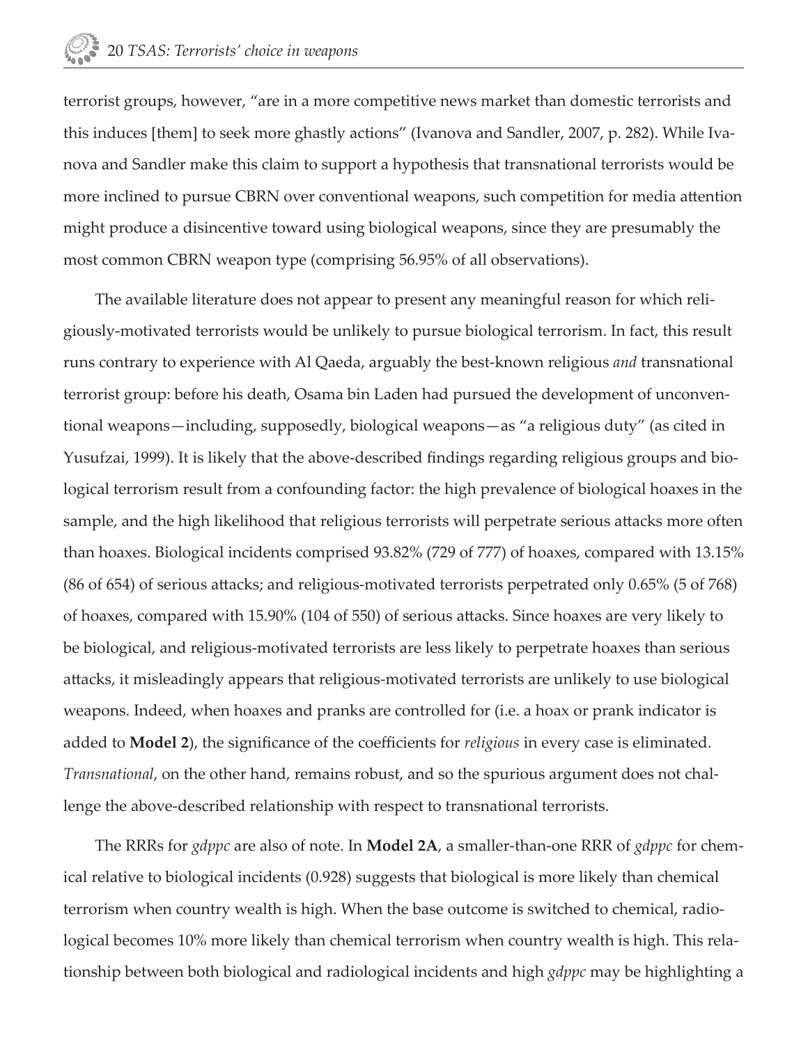terrorist groups, however, "are in a more competitive news market than domestic terrorists and this induces [them] to seek more ghastly actions" (Ivanova and Sandler, 2007, p. 282). While Ivanova and Sandler make this claim to support a hypothesis that transnational terrorists would be more inclined to pursue CBRN over conventional weapons, such competition for media attention might produce a disincentive toward using biological weapons, since they are presumably the most common CBRN weapon type (comprising 56.95% of all observations).

The available literature does not appear to present any meaningful reason for which religiously-motivated terrorists would be unlikely to pursue biological terrorism. In fact, this result runs contrary to experience with Al Qaeda, arguably the best-known religious *and* transnational terrorist group: before his death, Osama bin Laden had pursued the development of unconventional weapons—including, supposedly, biological weapons—as "a religious duty" (as cited in Yusufzai, 1999). It is likely that the above-described findings regarding religious groups and biological terrorism result from a confounding factor: the high prevalence of biological hoaxes in the sample, and the high likelihood that religious terrorists will perpetrate serious attacks more often than hoaxes. Biological incidents comprised 93.82% (729 of 777) of hoaxes, compared with 13.15% (86 of 654) of serious attacks; and religious-motivated terrorists perpetrated only 0.65% (5 of 768) of hoaxes, compared with 15.90% (104 of 550) of serious attacks. Since hoaxes are very likely to be biological, and religious-motivated terrorists are less likely to perpetrate hoaxes than serious attacks, it misleadingly appears that religious-motivated terrorists are unlikely to use biological weapons. Indeed, when hoaxes and pranks are controlled for (i.e. a hoax or prank indicator is added to **Model 2**), the significance of the coefficients for *religious* in every case is eliminated. *Transnational*, on the other hand, remains robust, and so the spurious argument does not challenge the above-described relationship with respect to transnational terrorists.

The RRRs for *gdppc* are also of note. In **Model 2A**, a smaller-than-one RRR of *gdppc* for chemical relative to biological incidents (0.928) suggests that biological is more likely than chemical terrorism when country wealth is high. When the base outcome is switched to chemical, radiological becomes 10% more likely than chemical terrorism when country wealth is high. This relationship between both biological and radiological incidents and high *gdppc* may be highlighting a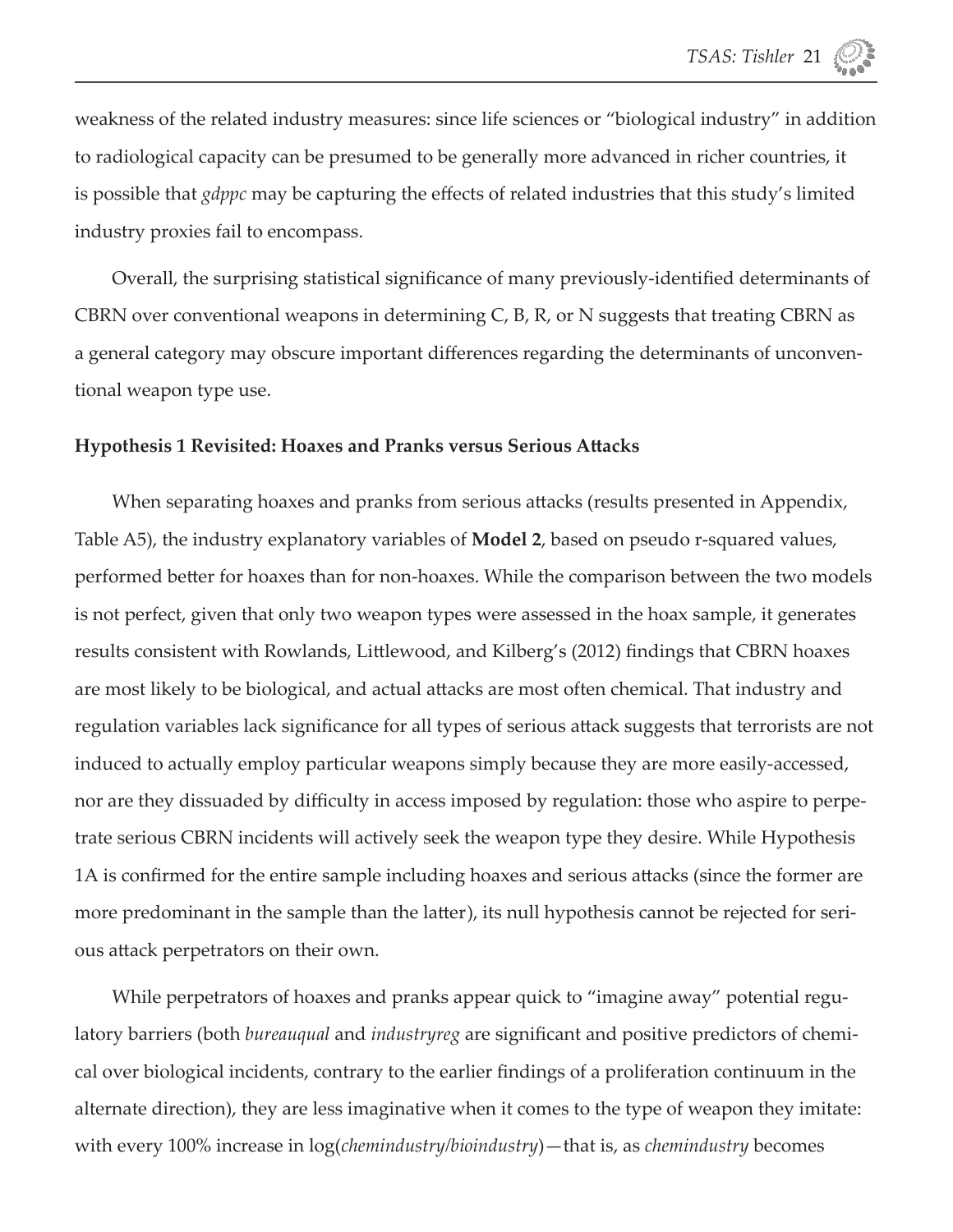weakness of the related industry measures: since life sciences or "biological industry" in addition to radiological capacity can be presumed to be generally more advanced in richer countries, it is possible that *gdppc* may be capturing the effects of related industries that this study's limited industry proxies fail to encompass.

Overall, the surprising statistical significance of many previously-identified determinants of CBRN over conventional weapons in determining C, B, R, or N suggests that treating CBRN as a general category may obscure important differences regarding the determinants of unconventional weapon type use.

**Hypothesis 1 Revisited: Hoaxes and Pranks versus Serious Attacks**

When separating hoaxes and pranks from serious attacks (results presented in Appendix, Table A5), the industry explanatory variables of **Model 2**, based on pseudo r-squared values, performed better for hoaxes than for non-hoaxes. While the comparison between the two models is not perfect, given that only two weapon types were assessed in the hoax sample, it generates results consistent with Rowlands, Littlewood, and Kilberg's (2012) findings that CBRN hoaxes are most likely to be biological, and actual attacks are most often chemical. That industry and regulation variables lack significance for all types of serious attack suggests that terrorists are not induced to actually employ particular weapons simply because they are more easily-accessed, nor are they dissuaded by difficulty in access imposed by regulation: those who aspire to perpetrate serious CBRN incidents will actively seek the weapon type they desire. While Hypothesis 1A is confirmed for the entire sample including hoaxes and serious attacks (since the former are more predominant in the sample than the latter), its null hypothesis cannot be rejected for serious attack perpetrators on their own.

While perpetrators of hoaxes and pranks appear quick to "imagine away" potential regulatory barriers (both *bureauqual* and *industryreg* are significant and positive predictors of chemical over biological incidents, contrary to the earlier findings of a proliferation continuum in the alternate direction), they are less imaginative when it comes to the type of weapon they imitate: with every 100% increase in log(*chemindustry/bioindustry*)—that is, as *chemindustry* becomes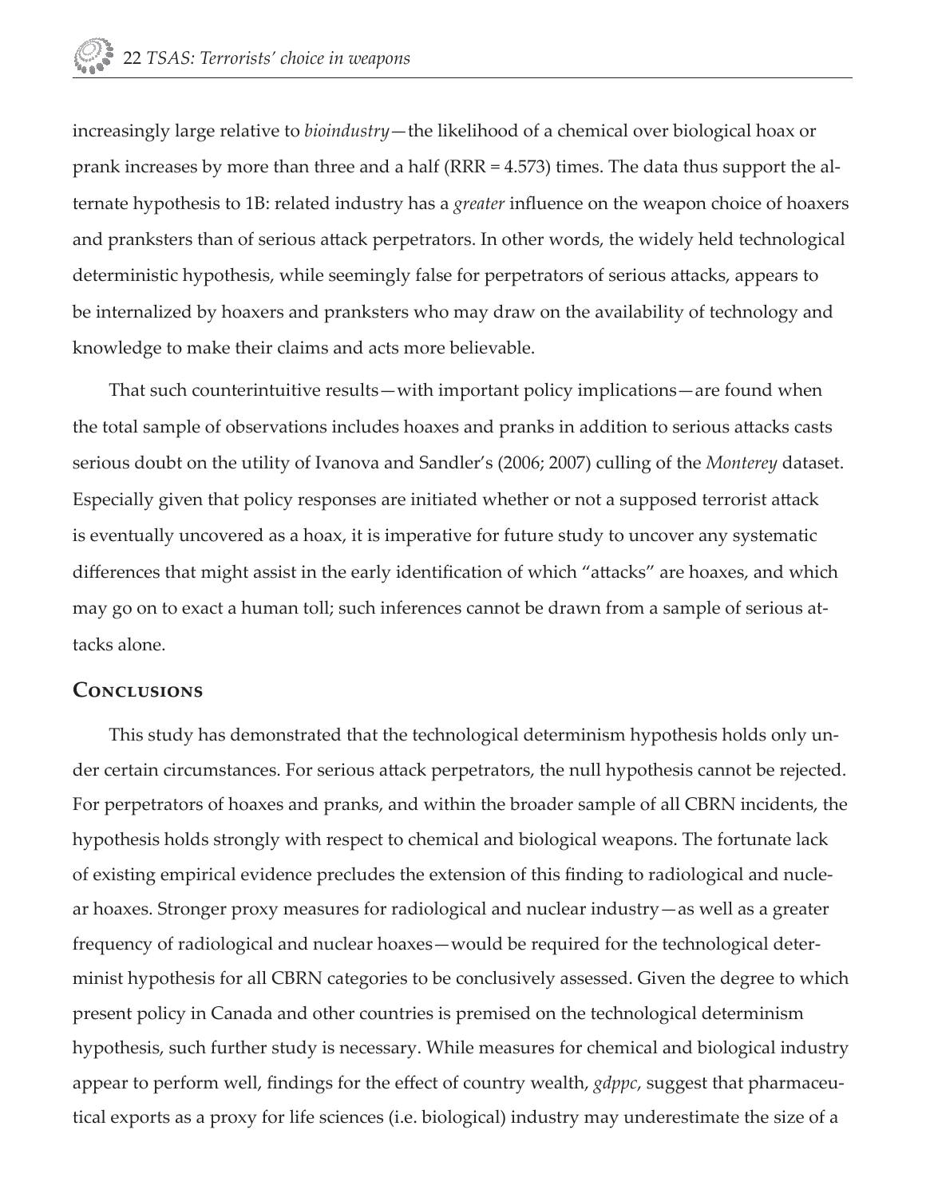increasingly large relative to *bioindustry*—the likelihood of a chemical over biological hoax or prank increases by more than three and a half (RRR = 4.573) times. The data thus support the alternate hypothesis to 1B: related industry has a *greater* influence on the weapon choice of hoaxers and pranksters than of serious attack perpetrators. In other words, the widely held technological deterministic hypothesis, while seemingly false for perpetrators of serious attacks, appears to be internalized by hoaxers and pranksters who may draw on the availability of technology and knowledge to make their claims and acts more believable.

That such counterintuitive results—with important policy implications—are found when the total sample of observations includes hoaxes and pranks in addition to serious attacks casts serious doubt on the utility of Ivanova and Sandler's (2006; 2007) culling of the *Monterey* dataset. Especially given that policy responses are initiated whether or not a supposed terrorist attack is eventually uncovered as a hoax, it is imperative for future study to uncover any systematic differences that might assist in the early identification of which "attacks" are hoaxes, and which may go on to exact a human toll; such inferences cannot be drawn from a sample of serious attacks alone.

## Conclusions

This study has demonstrated that the technological determinism hypothesis holds only under certain circumstances. For serious attack perpetrators, the null hypothesis cannot be rejected. For perpetrators of hoaxes and pranks, and within the broader sample of all CBRN incidents, the hypothesis holds strongly with respect to chemical and biological weapons. The fortunate lack of existing empirical evidence precludes the extension of this finding to radiological and nuclear hoaxes. Stronger proxy measures for radiological and nuclear industry—as well as a greater frequency of radiological and nuclear hoaxes—would be required for the technological determinist hypothesis for all CBRN categories to be conclusively assessed. Given the degree to which present policy in Canada and other countries is premised on the technological determinism hypothesis, such further study is necessary. While measures for chemical and biological industry appear to perform well, findings for the effect of country wealth, *gdppc*, suggest that pharmaceutical exports as a proxy for life sciences (i.e. biological) industry may underestimate the size of a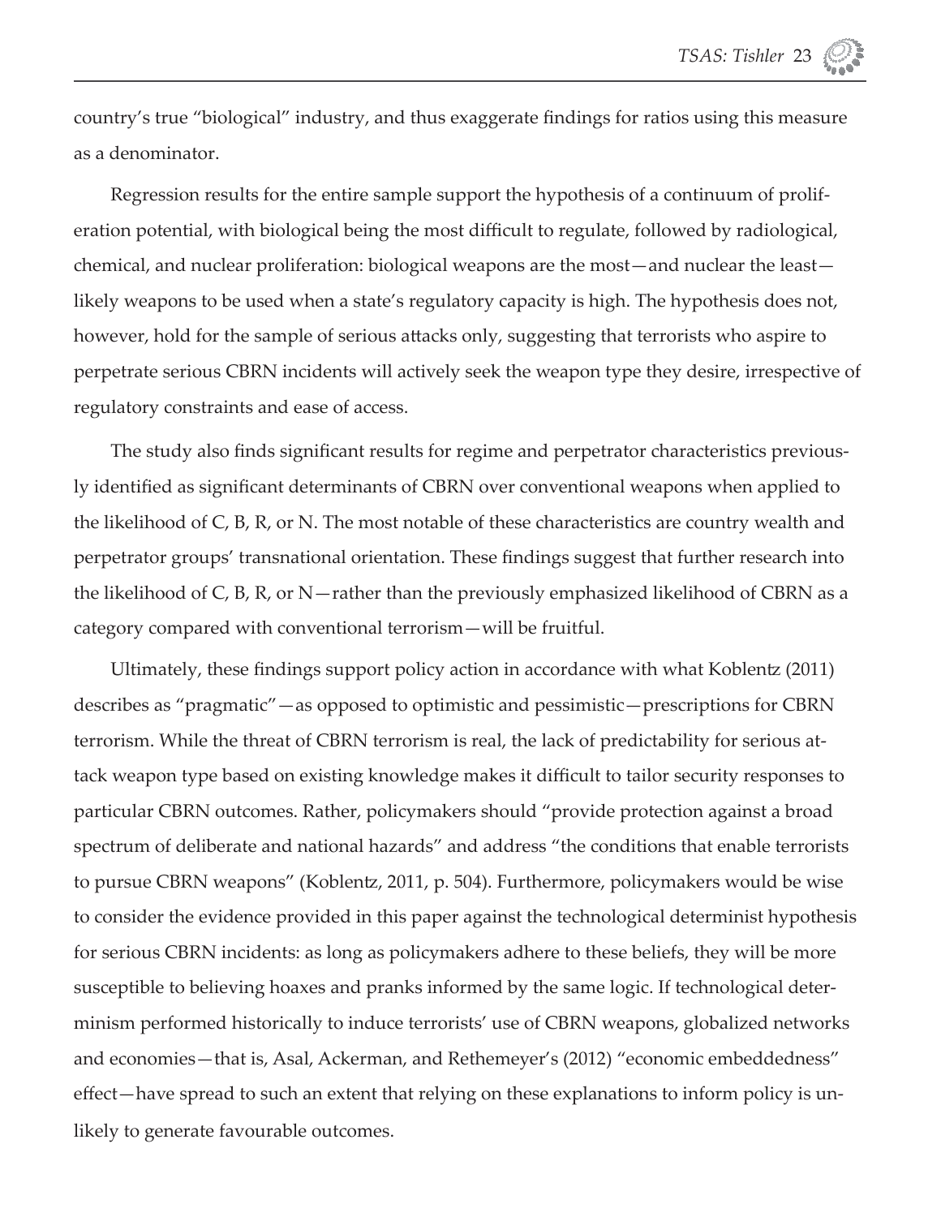country's true "biological" industry, and thus exaggerate findings for ratios using this measure as a denominator.

Regression results for the entire sample support the hypothesis of a continuum of proliferation potential, with biological being the most difficult to regulate, followed by radiological, chemical, and nuclear proliferation: biological weapons are the most—and nuclear the least—likely weapons to be used when a state's regulatory capacity is high. The hypothesis does not, however, hold for the sample of serious attacks only, suggesting that terrorists who aspire to perpetrate serious CBRN incidents will actively seek the weapon type they desire, irrespective of regulatory constraints and ease of access.

The study also finds significant results for regime and perpetrator characteristics previously identified as significant determinants of CBRN over conventional weapons when applied to the likelihood of C, B, R, or N. The most notable of these characteristics are country wealth and perpetrator groups' transnational orientation. These findings suggest that further research into the likelihood of C, B, R, or N—rather than the previously emphasized likelihood of CBRN as a category compared with conventional terrorism—will be fruitful.

Ultimately, these findings support policy action in accordance with what Koblentz (2011) describes as "pragmatic"—as opposed to optimistic and pessimistic—prescriptions for CBRN terrorism. While the threat of CBRN terrorism is real, the lack of predictability for serious attack weapon type based on existing knowledge makes it difficult to tailor security responses to particular CBRN outcomes. Rather, policymakers should "provide protection against a broad spectrum of deliberate and national hazards" and address "the conditions that enable terrorists to pursue CBRN weapons" (Koblentz, 2011, p. 504). Furthermore, policymakers would be wise to consider the evidence provided in this paper against the technological determinist hypothesis for serious CBRN incidents: as long as policymakers adhere to these beliefs, they will be more susceptible to believing hoaxes and pranks informed by the same logic. If technological determinism performed historically to induce terrorists' use of CBRN weapons, globalized networks and economies—that is, Asal, Ackerman, and Rethemeyer's (2012) "economic embeddedness" effect—have spread to such an extent that relying on these explanations to inform policy is unlikely to generate favourable outcomes.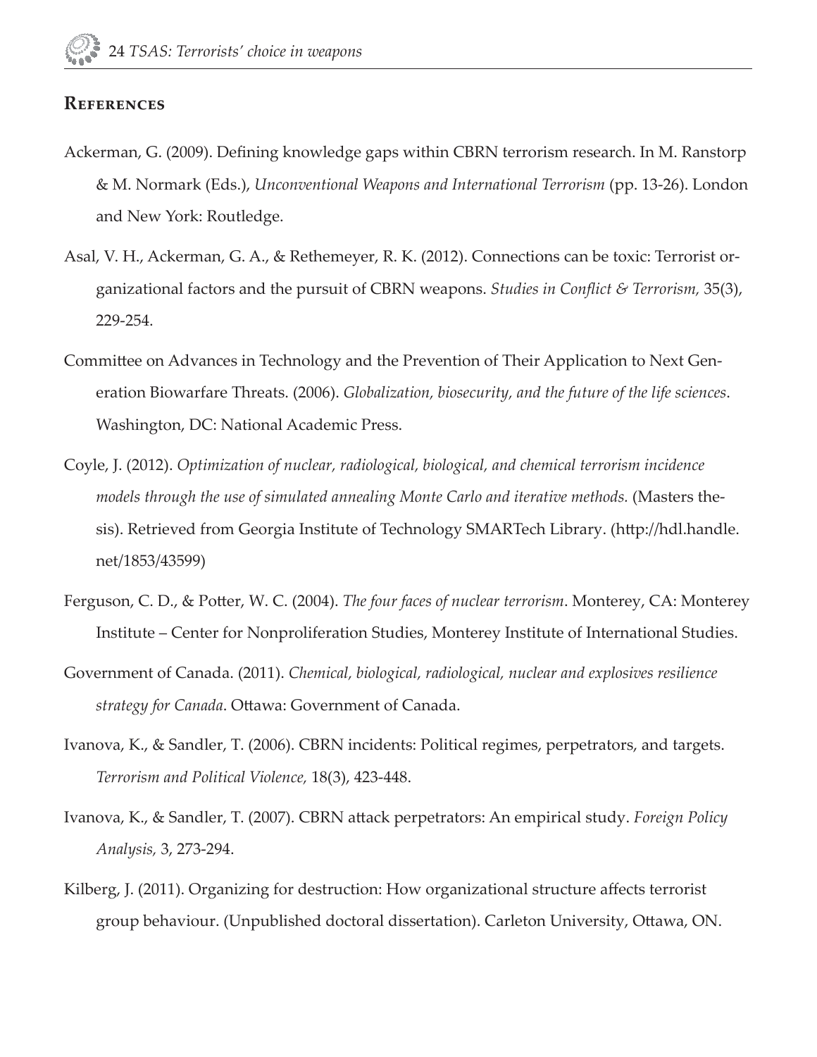## References

Ackerman, G. (2009). Defining knowledge gaps within CBRN terrorism research. In M. Ranstorp & M. Normark (Eds.), *Unconventional Weapons and International Terrorism* (pp. 13-26). London and New York: Routledge.

Asal, V. H., Ackerman, G. A., & Rethemeyer, R. K. (2012). Connections can be toxic: Terrorist organizational factors and the pursuit of CBRN weapons. *Studies in Conflict & Terrorism,* 35(3), 229-254.

Committee on Advances in Technology and the Prevention of Their Application to Next Generation Biowarfare Threats. (2006). *Globalization, biosecurity, and the future of the life sciences*. Washington, DC: National Academic Press.

Coyle, J. (2012). *Optimization of nuclear, radiological, biological, and chemical terrorism incidence models through the use of simulated annealing Monte Carlo and iterative methods.* (Masters thesis). Retrieved from Georgia Institute of Technology SMARTech Library. (http://hdl.handle.net/1853/43599)

Ferguson, C. D., & Potter, W. C. (2004). *The four faces of nuclear terrorism*. Monterey, CA: Monterey Institute – Center for Nonproliferation Studies, Monterey Institute of International Studies.

Government of Canada. (2011). *Chemical, biological, radiological, nuclear and explosives resilience strategy for Canada*. Ottawa: Government of Canada.

Ivanova, K., & Sandler, T. (2006). CBRN incidents: Political regimes, perpetrators, and targets. *Terrorism and Political Violence,* 18(3), 423-448.

Ivanova, K., & Sandler, T. (2007). CBRN attack perpetrators: An empirical study. *Foreign Policy Analysis,* 3, 273-294.

Kilberg, J. (2011). Organizing for destruction: How organizational structure affects terrorist group behaviour. (Unpublished doctoral dissertation). Carleton University, Ottawa, ON.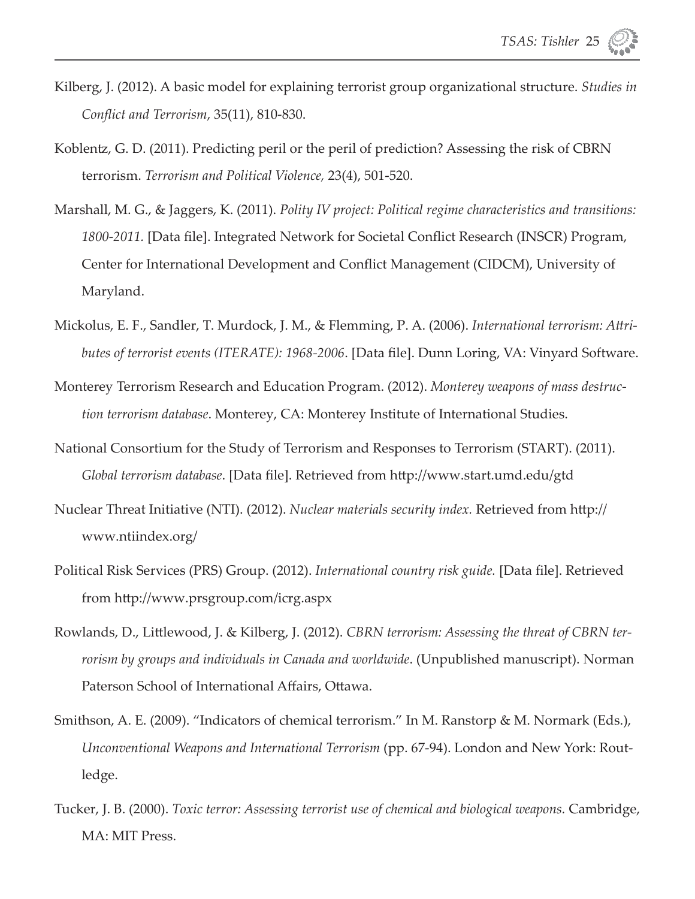Kilberg, J. (2012). A basic model for explaining terrorist group organizational structure. *Studies in Conflict and Terrorism*, 35(11), 810-830.

Koblentz, G. D. (2011). Predicting peril or the peril of prediction? Assessing the risk of CBRN terrorism. *Terrorism and Political Violence,* 23(4), 501-520.

Marshall, M. G., & Jaggers, K. (2011). *Polity IV project: Political regime characteristics and transitions: 1800-2011.* [Data file]. Integrated Network for Societal Conflict Research (INSCR) Program, Center for International Development and Conflict Management (CIDCM), University of Maryland.

Mickolus, E. F., Sandler, T. Murdock, J. M., & Flemming, P. A. (2006). *International terrorism: Attributes of terrorist events (ITERATE): 1968-2006*. [Data file]. Dunn Loring, VA: Vinyard Software.

Monterey Terrorism Research and Education Program. (2012). *Monterey weapons of mass destruction terrorism database*. Monterey, CA: Monterey Institute of International Studies.

National Consortium for the Study of Terrorism and Responses to Terrorism (START). (2011). *Global terrorism database*. [Data file]. Retrieved from http://www.start.umd.edu/gtd

Nuclear Threat Initiative (NTI). (2012). *Nuclear materials security index.* Retrieved from http://www.ntiindex.org/

Political Risk Services (PRS) Group. (2012). *International country risk guide.* [Data file]. Retrieved from http://www.prsgroup.com/icrg.aspx

Rowlands, D., Littlewood, J. & Kilberg, J. (2012). *CBRN terrorism: Assessing the threat of CBRN terrorism by groups and individuals in Canada and worldwide*. (Unpublished manuscript). Norman Paterson School of International Affairs, Ottawa.

Smithson, A. E. (2009). "Indicators of chemical terrorism." In M. Ranstorp & M. Normark (Eds.), *Unconventional Weapons and International Terrorism* (pp. 67-94). London and New York: Routledge.

Tucker, J. B. (2000). *Toxic terror: Assessing terrorist use of chemical and biological weapons.* Cambridge, MA: MIT Press.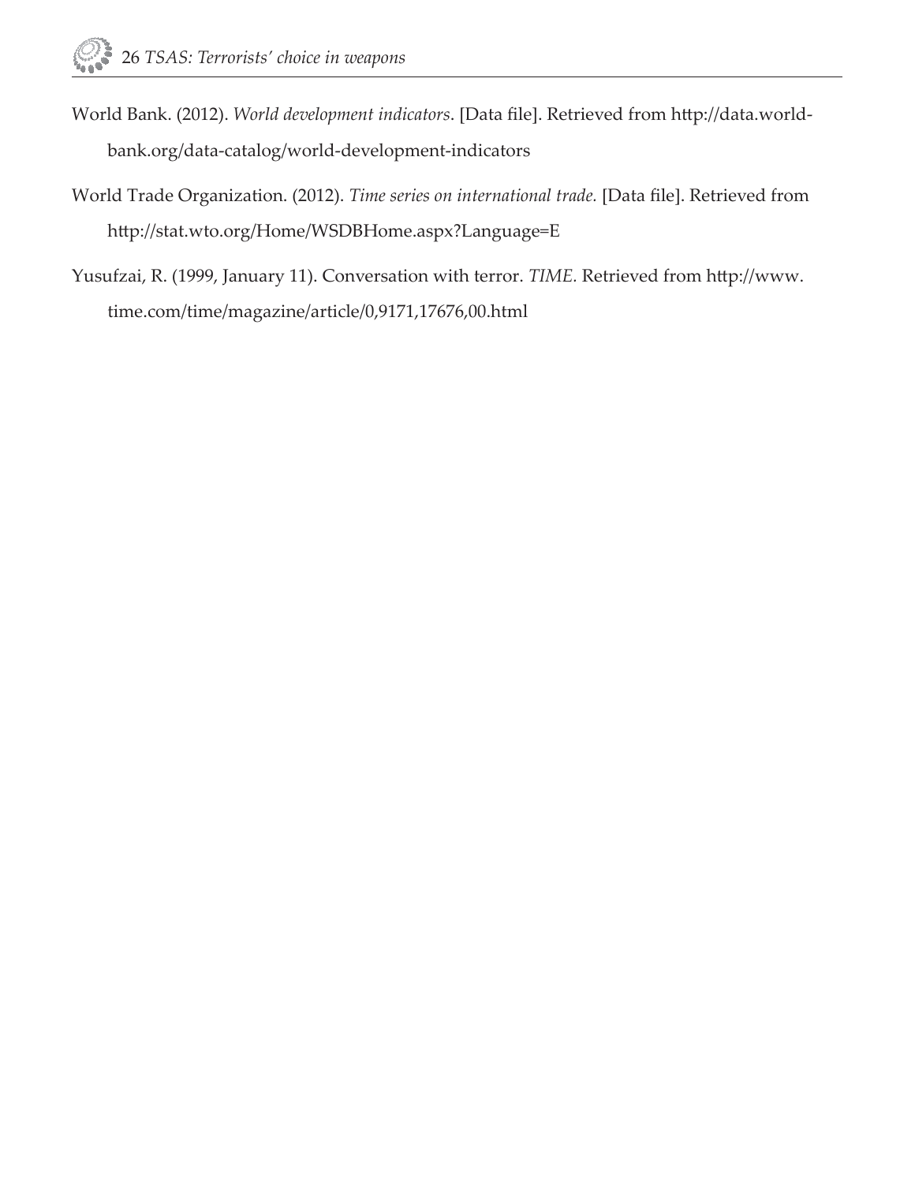World Bank. (2012). *World development indicators*. [Data file]. Retrieved from http://data.worldbank.org/data-catalog/world-development-indicators

World Trade Organization. (2012). *Time series on international trade.* [Data file]. Retrieved from http://stat.wto.org/Home/WSDBHome.aspx?Language=E

Yusufzai, R. (1999, January 11). Conversation with terror. *TIME.* Retrieved from http://www.time.com/time/magazine/article/0,9171,17676,00.html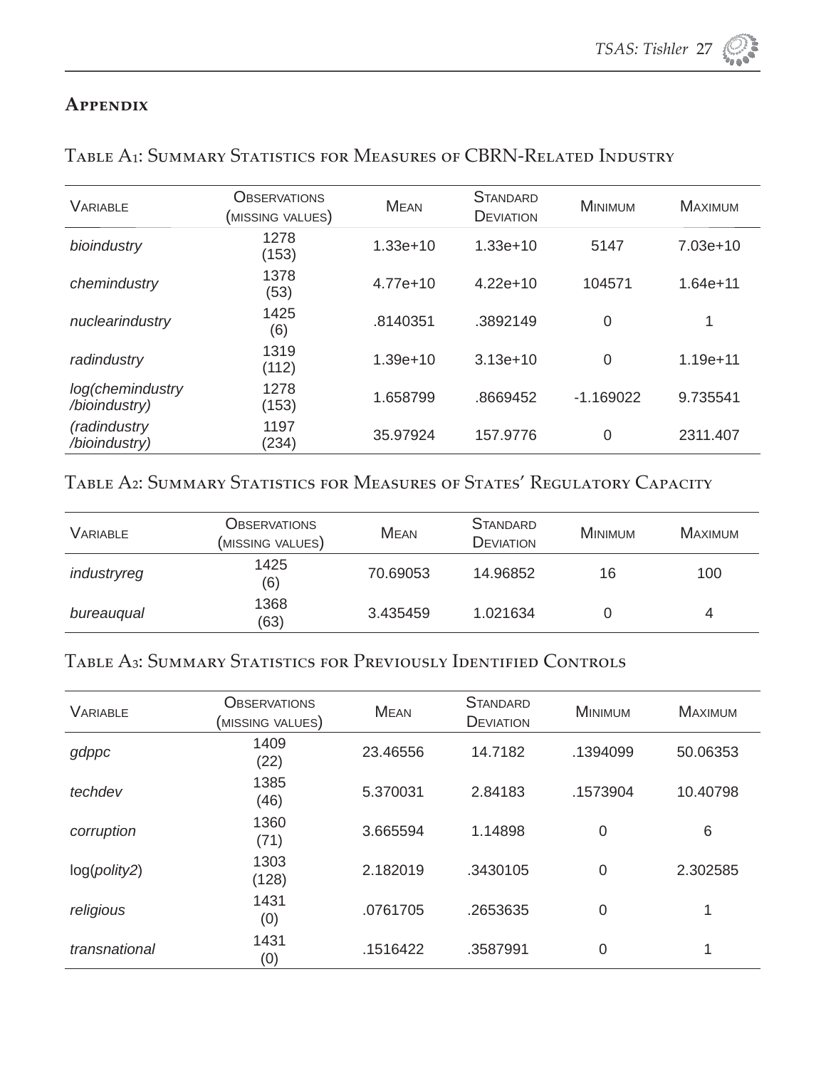## Appendix

### Table A1: Summary Statistics for Measures of CBRN-Related Industry

| Variable | Observations (missing values) | Mean | Standard Deviation | Minimum | Maximum |
|---|---|---|---|---|---|
| *bioindustry* | 1278 (153) | 1.33e+10 | 1.33e+10 | 5147 | 7.03e+10 |
| *chemindustry* | 1378 (53) | 4.77e+10 | 4.22e+10 | 104571 | 1.64e+11 |
| *nuclearindustry* | 1425 (6) | .8140351 | .3892149 | 0 | 1 |
| *radindustry* | 1319 (112) | 1.39e+10 | 3.13e+10 | 0 | 1.19e+11 |
| *log(chemindustry /bioindustry)* | 1278 (153) | 1.658799 | .8669452 | -1.169022 | 9.735541 |
| *(radindustry /bioindustry)* | 1197 (234) | 35.97924 | 157.9776 | 0 | 2311.407 |

### Table A2: Summary Statistics for Measures of States' Regulatory Capacity

| Variable | Observations (missing values) | Mean | Standard Deviation | Minimum | Maximum |
|---|---|---|---|---|---|
| *industryreg* | 1425 (6) | 70.69053 | 14.96852 | 16 | 100 |
| *bureauqual* | 1368 (63) | 3.435459 | 1.021634 | 0 | 4 |

### Table A3: Summary Statistics for Previously Identified Controls

| Variable | Observations (missing values) | Mean | Standard Deviation | Minimum | Maximum |
|---|---|---|---|---|---|
| *gdppc* | 1409 (22) | 23.46556 | 14.7182 | .1394099 | 50.06353 |
| *techdev* | 1385 (46) | 5.370031 | 2.84183 | .1573904 | 10.40798 |
| *corruption* | 1360 (71) | 3.665594 | 1.14898 | 0 | 6 |
| log(*polity2*) | 1303 (128) | 2.182019 | .3430105 | 0 | 2.302585 |
| *religious* | 1431 (0) | .0761705 | .2653635 | 0 | 1 |
| *transnational* | 1431 (0) | .1516422 | .3587991 | 0 | 1 |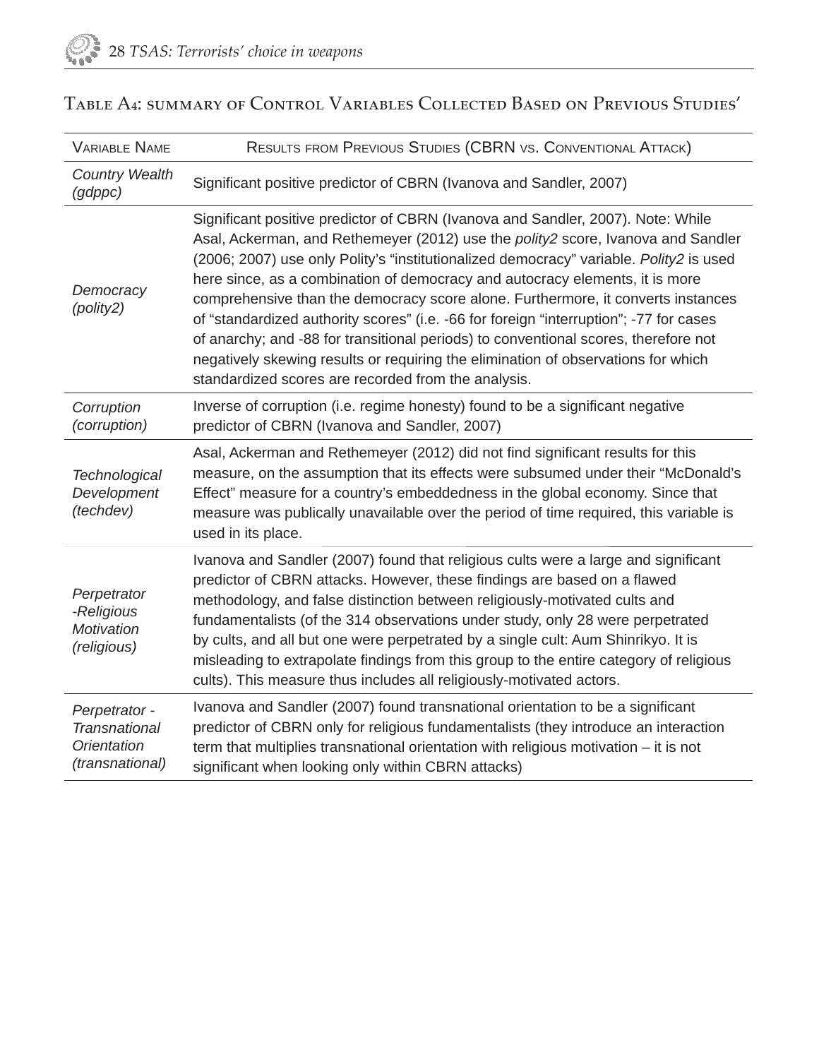## Table A4: summary of Control Variables Collected Based on Previous Studies'

| Variable Name | Results from Previous Studies (CBRN vs. Conventional Attack) |
|---|---|
| *Country Wealth (gdppc)* | Significant positive predictor of CBRN (Ivanova and Sandler, 2007) |
| *Democracy (polity2)* | Significant positive predictor of CBRN (Ivanova and Sandler, 2007). Note: While Asal, Ackerman, and Rethemeyer (2012) use the *polity2* score, Ivanova and Sandler (2006; 2007) use only Polity's "institutionalized democracy" variable. *Polity2* is used here since, as a combination of democracy and autocracy elements, it is more comprehensive than the democracy score alone. Furthermore, it converts instances of "standardized authority scores" (i.e. -66 for foreign "interruption"; -77 for cases of anarchy; and -88 for transitional periods) to conventional scores, therefore not negatively skewing results or requiring the elimination of observations for which standardized scores are recorded from the analysis. |
| *Corruption (corruption)* | Inverse of corruption (i.e. regime honesty) found to be a significant negative predictor of CBRN (Ivanova and Sandler, 2007) |
| *Technological Development (techdev)* | Asal, Ackerman and Rethemeyer (2012) did not find significant results for this measure, on the assumption that its effects were subsumed under their "McDonald's Effect" measure for a country's embeddedness in the global economy. Since that measure was publically unavailable over the period of time required, this variable is used in its place. |
| *Perpetrator -Religious Motivation (religious)* | Ivanova and Sandler (2007) found that religious cults were a large and significant predictor of CBRN attacks. However, these findings are based on a flawed methodology, and false distinction between religiously-motivated cults and fundamentalists (of the 314 observations under study, only 28 were perpetrated by cults, and all but one were perpetrated by a single cult: Aum Shinrikyo. It is misleading to extrapolate findings from this group to the entire category of religious cults). This measure thus includes all religiously-motivated actors. |
| *Perpetrator - Transnational Orientation (transnational)* | Ivanova and Sandler (2007) found transnational orientation to be a significant predictor of CBRN only for religious fundamentalists (they introduce an interaction term that multiplies transnational orientation with religious motivation – it is not significant when looking only within CBRN attacks) |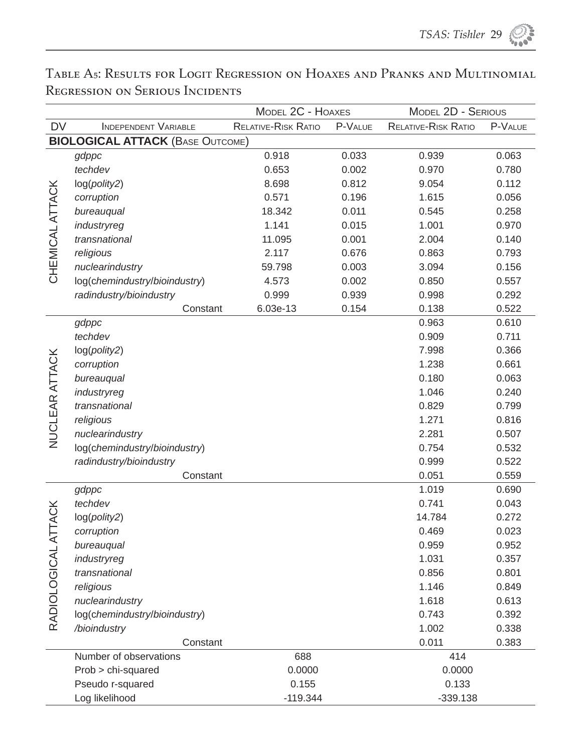## Table A5: Results for Logit Regression on Hoaxes and Pranks and Multinomial Regression on Serious Incidents

| | | Model 2C - Hoaxes | | Model 2D - Serious | |
|---|---|---|---|---|---|
| DV | Independent Variable | Relative-Risk Ratio | P-Value | Relative-Risk Ratio | P-Value |
| **BIOLOGICAL ATTACK (Base Outcome)** | | | | | |
| CHEMICAL ATTACK | *gdppc* | 0.918 | 0.033 | 0.939 | 0.063 |
| | *techdev* | 0.653 | 0.002 | 0.970 | 0.780 |
| | log(*polity2*) | 8.698 | 0.812 | 9.054 | 0.112 |
| | *corruption* | 0.571 | 0.196 | 1.615 | 0.056 |
| | *bureauqual* | 18.342 | 0.011 | 0.545 | 0.258 |
| | *industryreg* | 1.141 | 0.015 | 1.001 | 0.970 |
| | *transnational* | 11.095 | 0.001 | 2.004 | 0.140 |
| | *religious* | 2.117 | 0.676 | 0.863 | 0.793 |
| | *nuclearindustry* | 59.798 | 0.003 | 3.094 | 0.156 |
| | log(*chemindustry*/*bioindustry*) | 4.573 | 0.002 | 0.850 | 0.557 |
| | *radindustry*/*bioindustry* | 0.999 | 0.939 | 0.998 | 0.292 |
| | Constant | 6.03e-13 | 0.154 | 0.138 | 0.522 |
| NUCLEAR ATTACK | *gdppc* | | | 0.963 | 0.610 |
| | *techdev* | | | 0.909 | 0.711 |
| | log(*polity2*) | | | 7.998 | 0.366 |
| | *corruption* | | | 1.238 | 0.661 |
| | *bureauqual* | | | 0.180 | 0.063 |
| | *industryreg* | | | 1.046 | 0.240 |
| | *transnational* | | | 0.829 | 0.799 |
| | *religious* | | | 1.271 | 0.816 |
| | *nuclearindustry* | | | 2.281 | 0.507 |
| | log(*chemindustry*/*bioindustry*) | | | 0.754 | 0.532 |
| | *radindustry*/*bioindustry* | | | 0.999 | 0.522 |
| | Constant | | | 0.051 | 0.559 |
| RADIOLOGICAL ATTACK | *gdppc* | | | 1.019 | 0.690 |
| | *techdev* | | | 0.741 | 0.043 |
| | log(*polity2*) | | | 14.784 | 0.272 |
| | *corruption* | | | 0.469 | 0.023 |
| | *bureauqual* | | | 0.959 | 0.952 |
| | *industryreg* | | | 1.031 | 0.357 |
| | *transnational* | | | 0.856 | 0.801 |
| | *religious* | | | 1.146 | 0.849 |
| | *nuclearindustry* | | | 1.618 | 0.613 |
| | log(*chemindustry*/*bioindustry*) | | | 0.743 | 0.392 |
| | */bioindustry* | | | 1.002 | 0.338 |
| | Constant | | | 0.011 | 0.383 |
| | Number of observations | 688 | | 414 | |
| | Prob > chi-squared | 0.0000 | | 0.0000 | |
| | Pseudo r-squared | 0.155 | | 0.133 | |
| | Log likelihood | -119.344 | | -339.138 | |